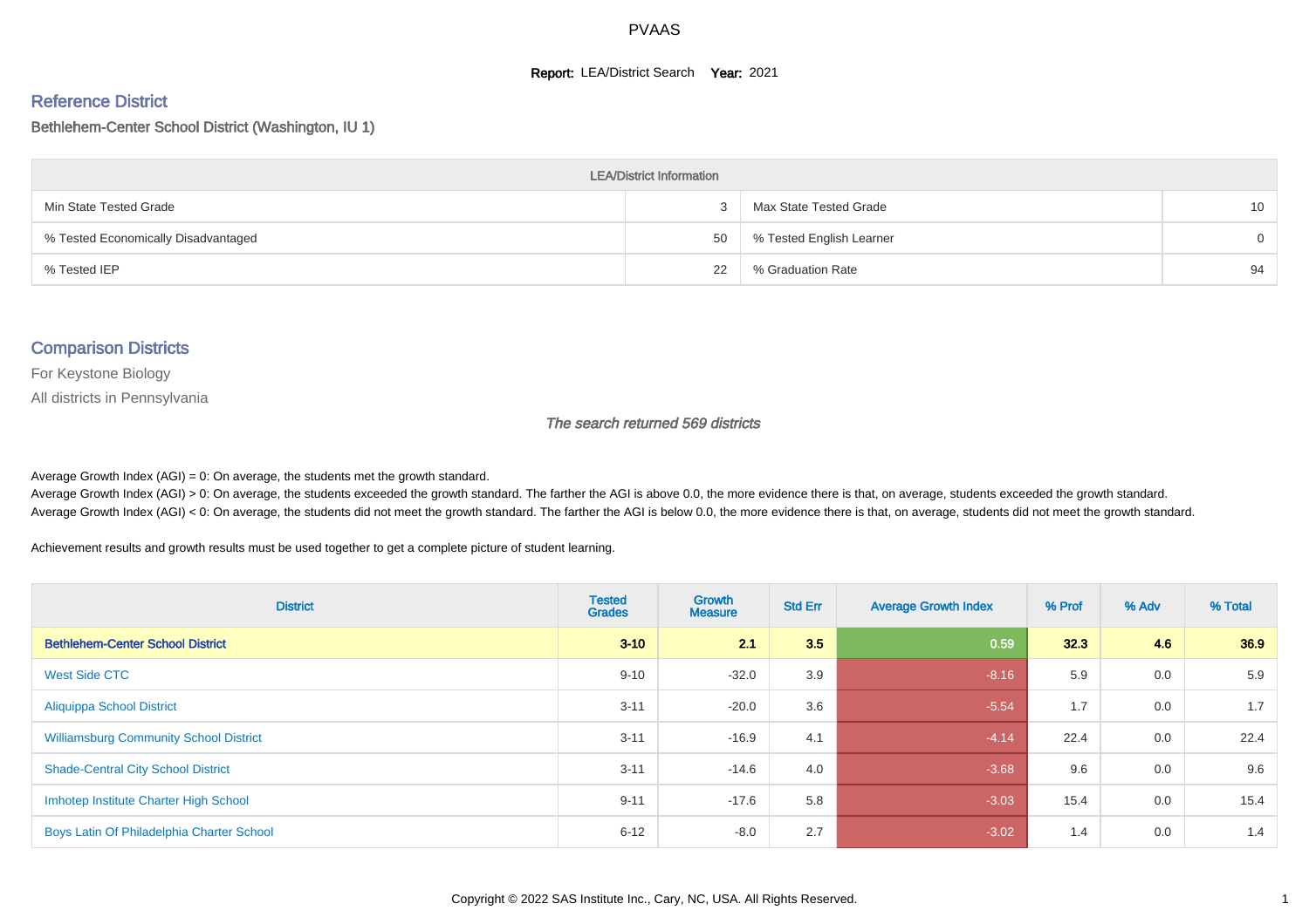# PVAAS

**Report:** LEA/District Search **Year:** 2021

## Reference District

Bethlehem-Center School District (Washington, IU 1)

| LEA/District Information | | | |
|---|---|---|---|
| Min State Tested Grade | 3 | Max State Tested Grade | 10 |
| % Tested Economically Disadvantaged | 50 | % Tested English Learner | 0 |
| % Tested IEP | 22 | % Graduation Rate | 94 |

## Comparison Districts

For Keystone Biology

All districts in Pennsylvania

*The search returned 569 districts*

Average Growth Index (AGI) = 0: On average, the students met the growth standard.

Average Growth Index (AGI) > 0: On average, the students exceeded the growth standard. The farther the AGI is above 0.0, the more evidence there is that, on average, students exceeded the growth standard.

Average Growth Index (AGI) < 0: On average, the students did not meet the growth standard. The farther the AGI is below 0.0, the more evidence there is that, on average, students did not meet the growth standard.

Achievement results and growth results must be used together to get a complete picture of student learning.

| District | Tested Grades | Growth Measure | Std Err | Average Growth Index | % Prof | % Adv | % Total |
|---|---|---|---|---|---|---|---|
| **Bethlehem-Center School District** | **3-10** | **2.1** | **3.5** | **0.59** | **32.3** | **4.6** | **36.9** |
| West Side CTC | 9-10 | -32.0 | 3.9 | -8.16 | 5.9 | 0.0 | 5.9 |
| Aliquippa School District | 3-11 | -20.0 | 3.6 | -5.54 | 1.7 | 0.0 | 1.7 |
| Williamsburg Community School District | 3-11 | -16.9 | 4.1 | -4.14 | 22.4 | 0.0 | 22.4 |
| Shade-Central City School District | 3-11 | -14.6 | 4.0 | -3.68 | 9.6 | 0.0 | 9.6 |
| Imhotep Institute Charter High School | 9-11 | -17.6 | 5.8 | -3.03 | 15.4 | 0.0 | 15.4 |
| Boys Latin Of Philadelphia Charter School | 6-12 | -8.0 | 2.7 | -3.02 | 1.4 | 0.0 | 1.4 |

Copyright © 2022 SAS Institute Inc., Cary, NC, USA. All Rights Reserved.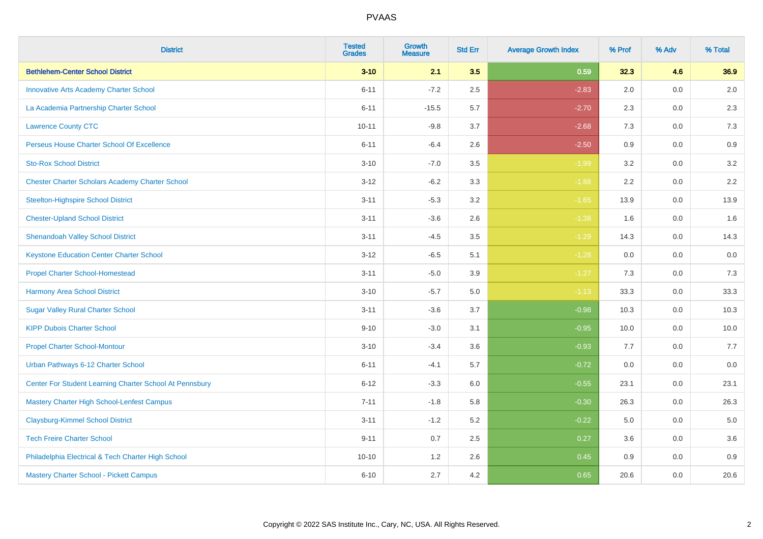| District | Tested Grades | Growth Measure | Std Err | Average Growth Index | % Prof | % Adv | % Total |
|---|---|---|---|---|---|---|---|
| **Bethlehem-Center School District** | **3-10** | **2.1** | **3.5** | **0.59** | **32.3** | **4.6** | **36.9** |
| Innovative Arts Academy Charter School | 6-11 | -7.2 | 2.5 | -2.83 | 2.0 | 0.0 | 2.0 |
| La Academia Partnership Charter School | 6-11 | -15.5 | 5.7 | -2.70 | 2.3 | 0.0 | 2.3 |
| Lawrence County CTC | 10-11 | -9.8 | 3.7 | -2.68 | 7.3 | 0.0 | 7.3 |
| Perseus House Charter School Of Excellence | 6-11 | -6.4 | 2.6 | -2.50 | 0.9 | 0.0 | 0.9 |
| Sto-Rox School District | 3-10 | -7.0 | 3.5 | -1.99 | 3.2 | 0.0 | 3.2 |
| Chester Charter Scholars Academy Charter School | 3-12 | -6.2 | 3.3 | -1.88 | 2.2 | 0.0 | 2.2 |
| Steelton-Highspire School District | 3-11 | -5.3 | 3.2 | -1.65 | 13.9 | 0.0 | 13.9 |
| Chester-Upland School District | 3-11 | -3.6 | 2.6 | -1.38 | 1.6 | 0.0 | 1.6 |
| Shenandoah Valley School District | 3-11 | -4.5 | 3.5 | -1.29 | 14.3 | 0.0 | 14.3 |
| Keystone Education Center Charter School | 3-12 | -6.5 | 5.1 | -1.28 | 0.0 | 0.0 | 0.0 |
| Propel Charter School-Homestead | 3-11 | -5.0 | 3.9 | -1.27 | 7.3 | 0.0 | 7.3 |
| Harmony Area School District | 3-10 | -5.7 | 5.0 | -1.13 | 33.3 | 0.0 | 33.3 |
| Sugar Valley Rural Charter School | 3-11 | -3.6 | 3.7 | -0.98 | 10.3 | 0.0 | 10.3 |
| KIPP Dubois Charter School | 9-10 | -3.0 | 3.1 | -0.95 | 10.0 | 0.0 | 10.0 |
| Propel Charter School-Montour | 3-10 | -3.4 | 3.6 | -0.93 | 7.7 | 0.0 | 7.7 |
| Urban Pathways 6-12 Charter School | 6-11 | -4.1 | 5.7 | -0.72 | 0.0 | 0.0 | 0.0 |
| Center For Student Learning Charter School At Pennsbury | 6-12 | -3.3 | 6.0 | -0.55 | 23.1 | 0.0 | 23.1 |
| Mastery Charter High School-Lenfest Campus | 7-11 | -1.8 | 5.8 | -0.30 | 26.3 | 0.0 | 26.3 |
| Claysburg-Kimmel School District | 3-11 | -1.2 | 5.2 | -0.22 | 5.0 | 0.0 | 5.0 |
| Tech Freire Charter School | 9-11 | 0.7 | 2.5 | 0.27 | 3.6 | 0.0 | 3.6 |
| Philadelphia Electrical & Tech Charter High School | 10-10 | 1.2 | 2.6 | 0.45 | 0.9 | 0.0 | 0.9 |
| Mastery Charter School - Pickett Campus | 6-10 | 2.7 | 4.2 | 0.65 | 20.6 | 0.0 | 20.6 |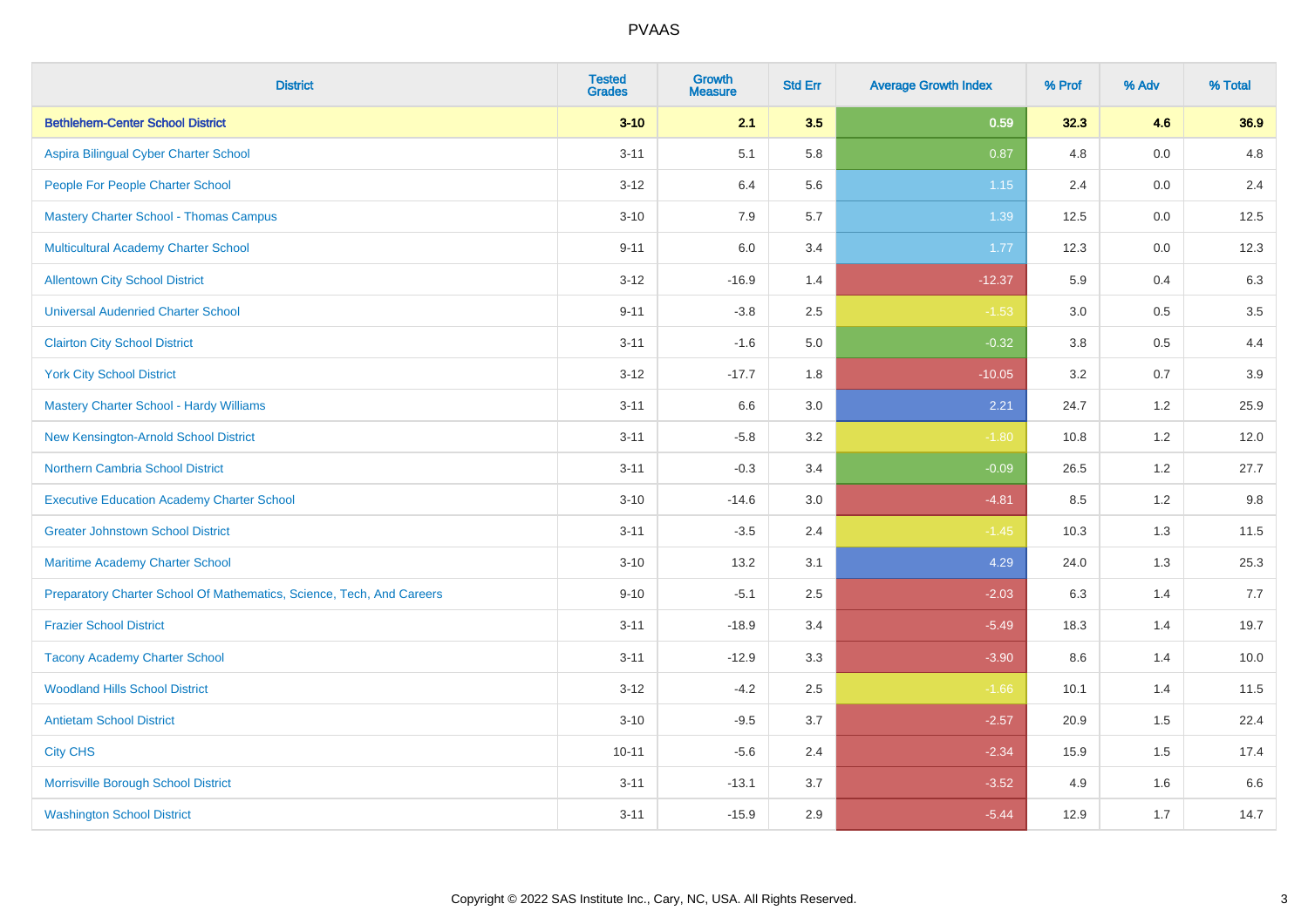# PVAAS

| District | Tested Grades | Growth Measure | Std Err | Average Growth Index | % Prof | % Adv | % Total |
|---|---|---|---|---|---|---|---|
| **Bethlehem-Center School District** | **3-10** | **2.1** | **3.5** | **0.59** | **32.3** | **4.6** | **36.9** |
| Aspira Bilingual Cyber Charter School | 3-11 | 5.1 | 5.8 | 0.87 | 4.8 | 0.0 | 4.8 |
| People For People Charter School | 3-12 | 6.4 | 5.6 | 1.15 | 2.4 | 0.0 | 2.4 |
| Mastery Charter School - Thomas Campus | 3-10 | 7.9 | 5.7 | 1.39 | 12.5 | 0.0 | 12.5 |
| Multicultural Academy Charter School | 9-11 | 6.0 | 3.4 | 1.77 | 12.3 | 0.0 | 12.3 |
| Allentown City School District | 3-12 | -16.9 | 1.4 | -12.37 | 5.9 | 0.4 | 6.3 |
| Universal Audenried Charter School | 9-11 | -3.8 | 2.5 | -1.53 | 3.0 | 0.5 | 3.5 |
| Clairton City School District | 3-11 | -1.6 | 5.0 | -0.32 | 3.8 | 0.5 | 4.4 |
| York City School District | 3-12 | -17.7 | 1.8 | -10.05 | 3.2 | 0.7 | 3.9 |
| Mastery Charter School - Hardy Williams | 3-11 | 6.6 | 3.0 | 2.21 | 24.7 | 1.2 | 25.9 |
| New Kensington-Arnold School District | 3-11 | -5.8 | 3.2 | -1.80 | 10.8 | 1.2 | 12.0 |
| Northern Cambria School District | 3-11 | -0.3 | 3.4 | -0.09 | 26.5 | 1.2 | 27.7 |
| Executive Education Academy Charter School | 3-10 | -14.6 | 3.0 | -4.81 | 8.5 | 1.2 | 9.8 |
| Greater Johnstown School District | 3-11 | -3.5 | 2.4 | -1.45 | 10.3 | 1.3 | 11.5 |
| Maritime Academy Charter School | 3-10 | 13.2 | 3.1 | 4.29 | 24.0 | 1.3 | 25.3 |
| Preparatory Charter School Of Mathematics, Science, Tech, And Careers | 9-10 | -5.1 | 2.5 | -2.03 | 6.3 | 1.4 | 7.7 |
| Frazier School District | 3-11 | -18.9 | 3.4 | -5.49 | 18.3 | 1.4 | 19.7 |
| Tacony Academy Charter School | 3-11 | -12.9 | 3.3 | -3.90 | 8.6 | 1.4 | 10.0 |
| Woodland Hills School District | 3-12 | -4.2 | 2.5 | -1.66 | 10.1 | 1.4 | 11.5 |
| Antietam School District | 3-10 | -9.5 | 3.7 | -2.57 | 20.9 | 1.5 | 22.4 |
| City CHS | 10-11 | -5.6 | 2.4 | -2.34 | 15.9 | 1.5 | 17.4 |
| Morrisville Borough School District | 3-11 | -13.1 | 3.7 | -3.52 | 4.9 | 1.6 | 6.6 |
| Washington School District | 3-11 | -15.9 | 2.9 | -5.44 | 12.9 | 1.7 | 14.7 |

Copyright © 2022 SAS Institute Inc., Cary, NC, USA. All Rights Reserved.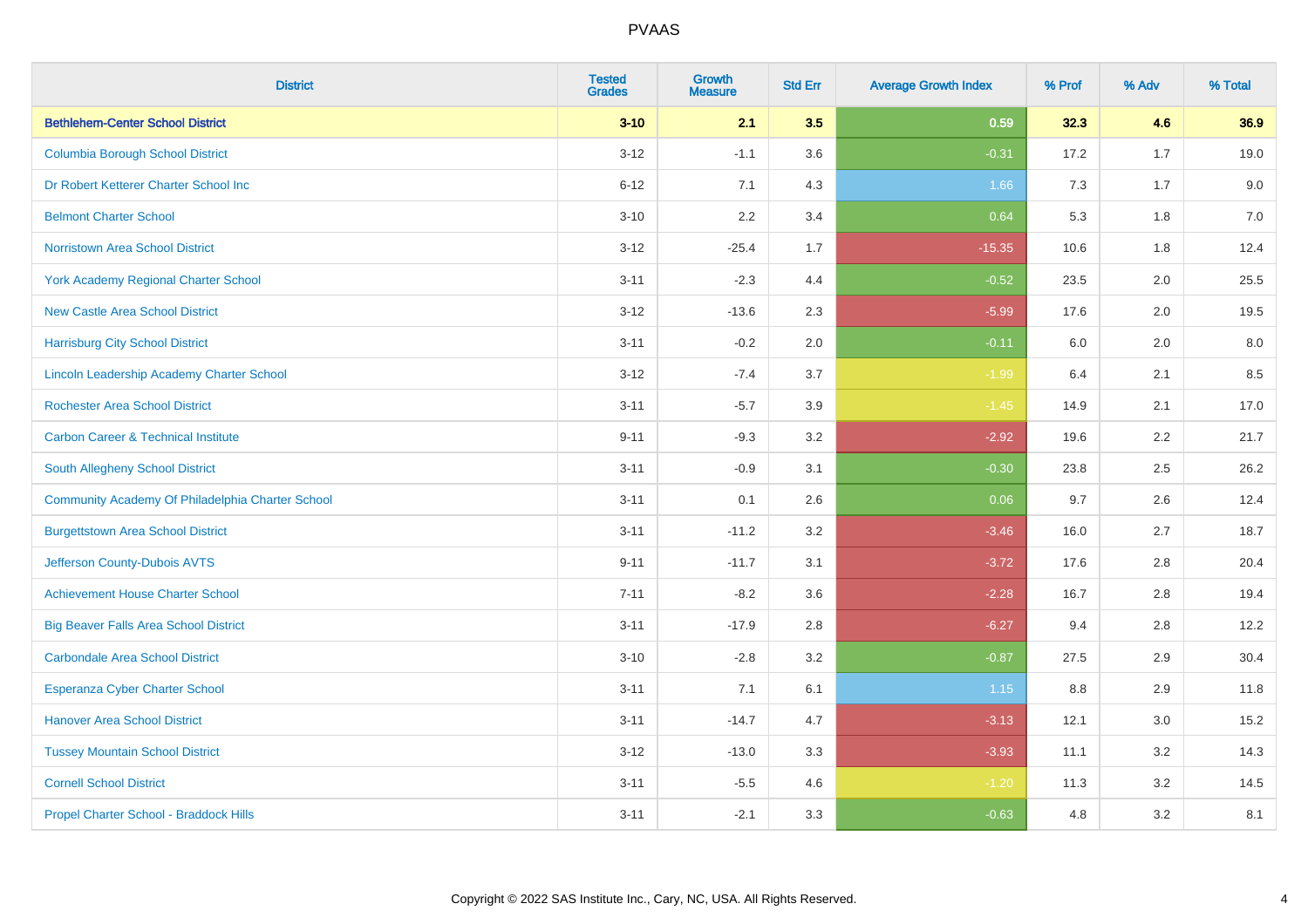# PVAAS

| District | Tested Grades | Growth Measure | Std Err | Average Growth Index | % Prof | % Adv | % Total |
|---|---|---|---|---|---|---|---|
| **Bethlehem-Center School District** | **3-10** | **2.1** | **3.5** | **0.59** | **32.3** | **4.6** | **36.9** |
| Columbia Borough School District | 3-12 | -1.1 | 3.6 | -0.31 | 17.2 | 1.7 | 19.0 |
| Dr Robert Ketterer Charter School Inc | 6-12 | 7.1 | 4.3 | 1.66 | 7.3 | 1.7 | 9.0 |
| Belmont Charter School | 3-10 | 2.2 | 3.4 | 0.64 | 5.3 | 1.8 | 7.0 |
| Norristown Area School District | 3-12 | -25.4 | 1.7 | -15.35 | 10.6 | 1.8 | 12.4 |
| York Academy Regional Charter School | 3-11 | -2.3 | 4.4 | -0.52 | 23.5 | 2.0 | 25.5 |
| New Castle Area School District | 3-12 | -13.6 | 2.3 | -5.99 | 17.6 | 2.0 | 19.5 |
| Harrisburg City School District | 3-11 | -0.2 | 2.0 | -0.11 | 6.0 | 2.0 | 8.0 |
| Lincoln Leadership Academy Charter School | 3-12 | -7.4 | 3.7 | -1.99 | 6.4 | 2.1 | 8.5 |
| Rochester Area School District | 3-11 | -5.7 | 3.9 | -1.45 | 14.9 | 2.1 | 17.0 |
| Carbon Career & Technical Institute | 9-11 | -9.3 | 3.2 | -2.92 | 19.6 | 2.2 | 21.7 |
| South Allegheny School District | 3-11 | -0.9 | 3.1 | -0.30 | 23.8 | 2.5 | 26.2 |
| Community Academy Of Philadelphia Charter School | 3-11 | 0.1 | 2.6 | 0.06 | 9.7 | 2.6 | 12.4 |
| Burgettstown Area School District | 3-11 | -11.2 | 3.2 | -3.46 | 16.0 | 2.7 | 18.7 |
| Jefferson County-Dubois AVTS | 9-11 | -11.7 | 3.1 | -3.72 | 17.6 | 2.8 | 20.4 |
| Achievement House Charter School | 7-11 | -8.2 | 3.6 | -2.28 | 16.7 | 2.8 | 19.4 |
| Big Beaver Falls Area School District | 3-11 | -17.9 | 2.8 | -6.27 | 9.4 | 2.8 | 12.2 |
| Carbondale Area School District | 3-10 | -2.8 | 3.2 | -0.87 | 27.5 | 2.9 | 30.4 |
| Esperanza Cyber Charter School | 3-11 | 7.1 | 6.1 | 1.15 | 8.8 | 2.9 | 11.8 |
| Hanover Area School District | 3-11 | -14.7 | 4.7 | -3.13 | 12.1 | 3.0 | 15.2 |
| Tussey Mountain School District | 3-12 | -13.0 | 3.3 | -3.93 | 11.1 | 3.2 | 14.3 |
| Cornell School District | 3-11 | -5.5 | 4.6 | -1.20 | 11.3 | 3.2 | 14.5 |
| Propel Charter School - Braddock Hills | 3-11 | -2.1 | 3.3 | -0.63 | 4.8 | 3.2 | 8.1 |

Copyright © 2022 SAS Institute Inc., Cary, NC, USA. All Rights Reserved.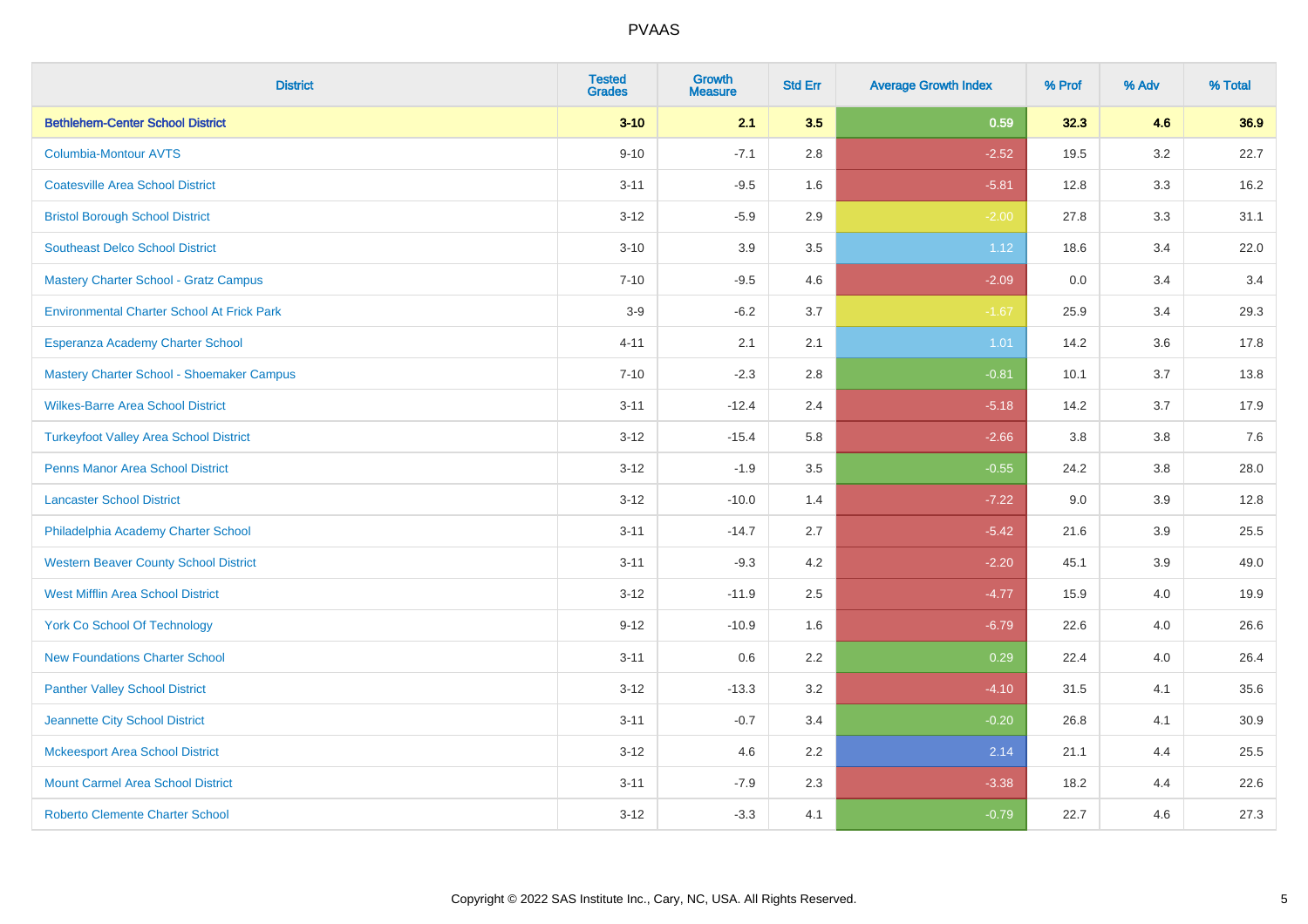# PVAAS

| District | Tested Grades | Growth Measure | Std Err | Average Growth Index | % Prof | % Adv | % Total |
|---|---|---|---|---|---|---|---|
| **Bethlehem-Center School District** | **3-10** | **2.1** | **3.5** | **0.59** | **32.3** | **4.6** | **36.9** |
| Columbia-Montour AVTS | 9-10 | -7.1 | 2.8 | -2.52 | 19.5 | 3.2 | 22.7 |
| Coatesville Area School District | 3-11 | -9.5 | 1.6 | -5.81 | 12.8 | 3.3 | 16.2 |
| Bristol Borough School District | 3-12 | -5.9 | 2.9 | -2.00 | 27.8 | 3.3 | 31.1 |
| Southeast Delco School District | 3-10 | 3.9 | 3.5 | 1.12 | 18.6 | 3.4 | 22.0 |
| Mastery Charter School - Gratz Campus | 7-10 | -9.5 | 4.6 | -2.09 | 0.0 | 3.4 | 3.4 |
| Environmental Charter School At Frick Park | 3-9 | -6.2 | 3.7 | -1.67 | 25.9 | 3.4 | 29.3 |
| Esperanza Academy Charter School | 4-11 | 2.1 | 2.1 | 1.01 | 14.2 | 3.6 | 17.8 |
| Mastery Charter School - Shoemaker Campus | 7-10 | -2.3 | 2.8 | -0.81 | 10.1 | 3.7 | 13.8 |
| Wilkes-Barre Area School District | 3-11 | -12.4 | 2.4 | -5.18 | 14.2 | 3.7 | 17.9 |
| Turkeyfoot Valley Area School District | 3-12 | -15.4 | 5.8 | -2.66 | 3.8 | 3.8 | 7.6 |
| Penns Manor Area School District | 3-12 | -1.9 | 3.5 | -0.55 | 24.2 | 3.8 | 28.0 |
| Lancaster School District | 3-12 | -10.0 | 1.4 | -7.22 | 9.0 | 3.9 | 12.8 |
| Philadelphia Academy Charter School | 3-11 | -14.7 | 2.7 | -5.42 | 21.6 | 3.9 | 25.5 |
| Western Beaver County School District | 3-11 | -9.3 | 4.2 | -2.20 | 45.1 | 3.9 | 49.0 |
| West Mifflin Area School District | 3-12 | -11.9 | 2.5 | -4.77 | 15.9 | 4.0 | 19.9 |
| York Co School Of Technology | 9-12 | -10.9 | 1.6 | -6.79 | 22.6 | 4.0 | 26.6 |
| New Foundations Charter School | 3-11 | 0.6 | 2.2 | 0.29 | 22.4 | 4.0 | 26.4 |
| Panther Valley School District | 3-12 | -13.3 | 3.2 | -4.10 | 31.5 | 4.1 | 35.6 |
| Jeannette City School District | 3-11 | -0.7 | 3.4 | -0.20 | 26.8 | 4.1 | 30.9 |
| Mckeesport Area School District | 3-12 | 4.6 | 2.2 | 2.14 | 21.1 | 4.4 | 25.5 |
| Mount Carmel Area School District | 3-11 | -7.9 | 2.3 | -3.38 | 18.2 | 4.4 | 22.6 |
| Roberto Clemente Charter School | 3-12 | -3.3 | 4.1 | -0.79 | 22.7 | 4.6 | 27.3 |

Copyright © 2022 SAS Institute Inc., Cary, NC, USA. All Rights Reserved.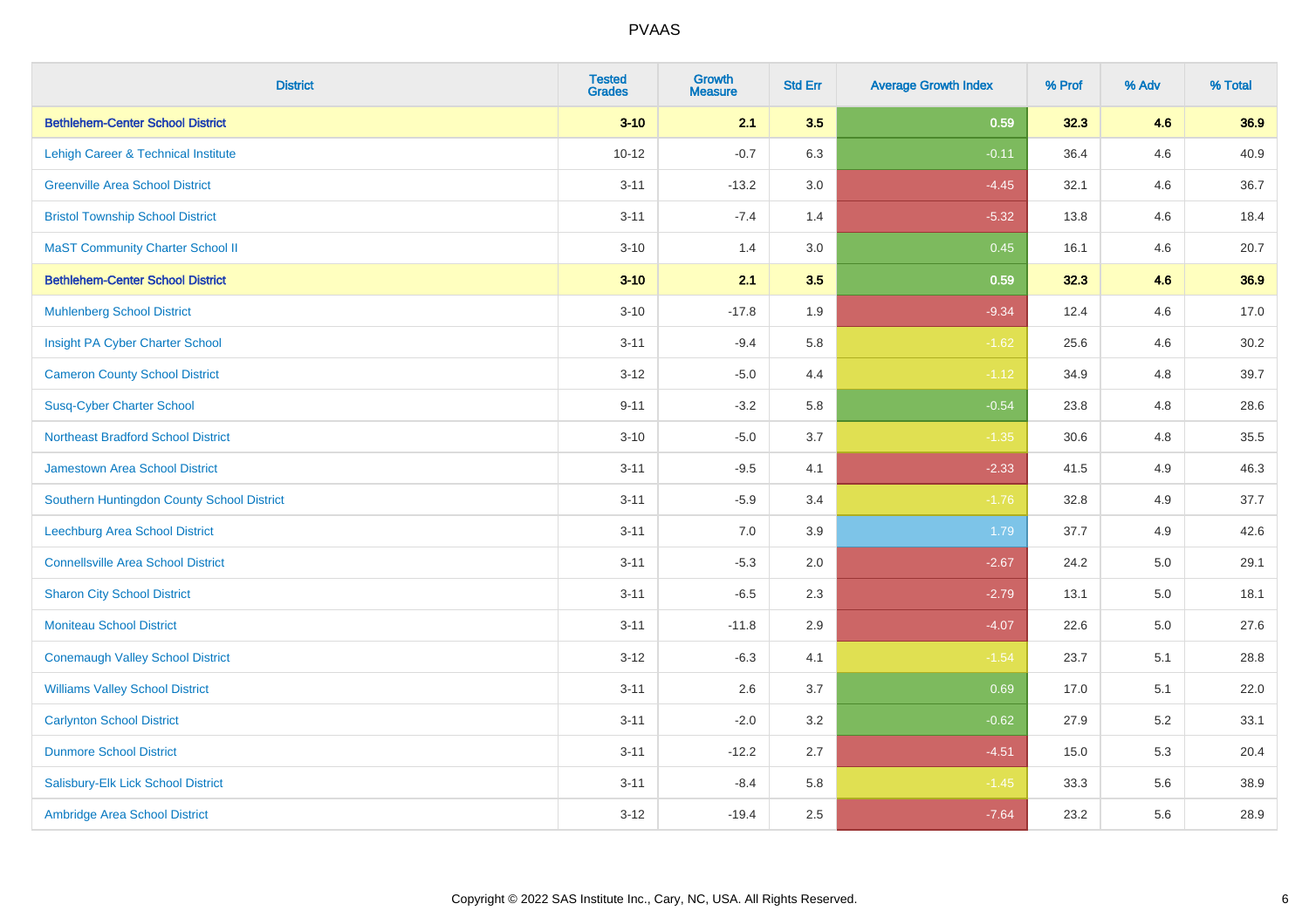# PVAAS

| District | Tested Grades | Growth Measure | Std Err | Average Growth Index | % Prof | % Adv | % Total |
|---|---|---|---|---|---|---|---|
| **Bethlehem-Center School District** | **3-10** | **2.1** | **3.5** | **0.59** | **32.3** | **4.6** | **36.9** |
| Lehigh Career & Technical Institute | 10-12 | -0.7 | 6.3 | -0.11 | 36.4 | 4.6 | 40.9 |
| Greenville Area School District | 3-11 | -13.2 | 3.0 | -4.45 | 32.1 | 4.6 | 36.7 |
| Bristol Township School District | 3-11 | -7.4 | 1.4 | -5.32 | 13.8 | 4.6 | 18.4 |
| MaST Community Charter School II | 3-10 | 1.4 | 3.0 | 0.45 | 16.1 | 4.6 | 20.7 |
| **Bethlehem-Center School District** | **3-10** | **2.1** | **3.5** | **0.59** | **32.3** | **4.6** | **36.9** |
| Muhlenberg School District | 3-10 | -17.8 | 1.9 | -9.34 | 12.4 | 4.6 | 17.0 |
| Insight PA Cyber Charter School | 3-11 | -9.4 | 5.8 | -1.62 | 25.6 | 4.6 | 30.2 |
| Cameron County School District | 3-12 | -5.0 | 4.4 | -1.12 | 34.9 | 4.8 | 39.7 |
| Susq-Cyber Charter School | 9-11 | -3.2 | 5.8 | -0.54 | 23.8 | 4.8 | 28.6 |
| Northeast Bradford School District | 3-10 | -5.0 | 3.7 | -1.35 | 30.6 | 4.8 | 35.5 |
| Jamestown Area School District | 3-11 | -9.5 | 4.1 | -2.33 | 41.5 | 4.9 | 46.3 |
| Southern Huntingdon County School District | 3-11 | -5.9 | 3.4 | -1.76 | 32.8 | 4.9 | 37.7 |
| Leechburg Area School District | 3-11 | 7.0 | 3.9 | 1.79 | 37.7 | 4.9 | 42.6 |
| Connellsville Area School District | 3-11 | -5.3 | 2.0 | -2.67 | 24.2 | 5.0 | 29.1 |
| Sharon City School District | 3-11 | -6.5 | 2.3 | -2.79 | 13.1 | 5.0 | 18.1 |
| Moniteau School District | 3-11 | -11.8 | 2.9 | -4.07 | 22.6 | 5.0 | 27.6 |
| Conemaugh Valley School District | 3-12 | -6.3 | 4.1 | -1.54 | 23.7 | 5.1 | 28.8 |
| Williams Valley School District | 3-11 | 2.6 | 3.7 | 0.69 | 17.0 | 5.1 | 22.0 |
| Carlynton School District | 3-11 | -2.0 | 3.2 | -0.62 | 27.9 | 5.2 | 33.1 |
| Dunmore School District | 3-11 | -12.2 | 2.7 | -4.51 | 15.0 | 5.3 | 20.4 |
| Salisbury-Elk Lick School District | 3-11 | -8.4 | 5.8 | -1.45 | 33.3 | 5.6 | 38.9 |
| Ambridge Area School District | 3-12 | -19.4 | 2.5 | -7.64 | 23.2 | 5.6 | 28.9 |

Copyright © 2022 SAS Institute Inc., Cary, NC, USA. All Rights Reserved.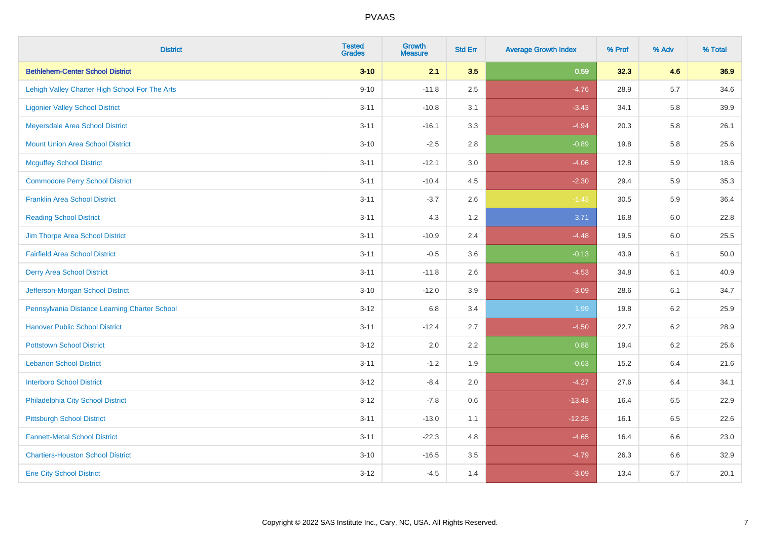# PVAAS

| District | Tested Grades | Growth Measure | Std Err | Average Growth Index | % Prof | % Adv | % Total |
|---|---|---|---|---|---|---|---|
| **Bethlehem-Center School District** | **3-10** | **2.1** | **3.5** | **0.59** | **32.3** | **4.6** | **36.9** |
| Lehigh Valley Charter High School For The Arts | 9-10 | -11.8 | 2.5 | -4.76 | 28.9 | 5.7 | 34.6 |
| Ligonier Valley School District | 3-11 | -10.8 | 3.1 | -3.43 | 34.1 | 5.8 | 39.9 |
| Meyersdale Area School District | 3-11 | -16.1 | 3.3 | -4.94 | 20.3 | 5.8 | 26.1 |
| Mount Union Area School District | 3-10 | -2.5 | 2.8 | -0.89 | 19.8 | 5.8 | 25.6 |
| Mcguffey School District | 3-11 | -12.1 | 3.0 | -4.06 | 12.8 | 5.9 | 18.6 |
| Commodore Perry School District | 3-11 | -10.4 | 4.5 | -2.30 | 29.4 | 5.9 | 35.3 |
| Franklin Area School District | 3-11 | -3.7 | 2.6 | -1.43 | 30.5 | 5.9 | 36.4 |
| Reading School District | 3-11 | 4.3 | 1.2 | 3.71 | 16.8 | 6.0 | 22.8 |
| Jim Thorpe Area School District | 3-11 | -10.9 | 2.4 | -4.48 | 19.5 | 6.0 | 25.5 |
| Fairfield Area School District | 3-11 | -0.5 | 3.6 | -0.13 | 43.9 | 6.1 | 50.0 |
| Derry Area School District | 3-11 | -11.8 | 2.6 | -4.53 | 34.8 | 6.1 | 40.9 |
| Jefferson-Morgan School District | 3-10 | -12.0 | 3.9 | -3.09 | 28.6 | 6.1 | 34.7 |
| Pennsylvania Distance Learning Charter School | 3-12 | 6.8 | 3.4 | 1.99 | 19.8 | 6.2 | 25.9 |
| Hanover Public School District | 3-11 | -12.4 | 2.7 | -4.50 | 22.7 | 6.2 | 28.9 |
| Pottstown School District | 3-12 | 2.0 | 2.2 | 0.88 | 19.4 | 6.2 | 25.6 |
| Lebanon School District | 3-11 | -1.2 | 1.9 | -0.63 | 15.2 | 6.4 | 21.6 |
| Interboro School District | 3-12 | -8.4 | 2.0 | -4.27 | 27.6 | 6.4 | 34.1 |
| Philadelphia City School District | 3-12 | -7.8 | 0.6 | -13.43 | 16.4 | 6.5 | 22.9 |
| Pittsburgh School District | 3-11 | -13.0 | 1.1 | -12.25 | 16.1 | 6.5 | 22.6 |
| Fannett-Metal School District | 3-11 | -22.3 | 4.8 | -4.65 | 16.4 | 6.6 | 23.0 |
| Chartiers-Houston School District | 3-10 | -16.5 | 3.5 | -4.79 | 26.3 | 6.6 | 32.9 |
| Erie City School District | 3-12 | -4.5 | 1.4 | -3.09 | 13.4 | 6.7 | 20.1 |

Copyright © 2022 SAS Institute Inc., Cary, NC, USA. All Rights Reserved.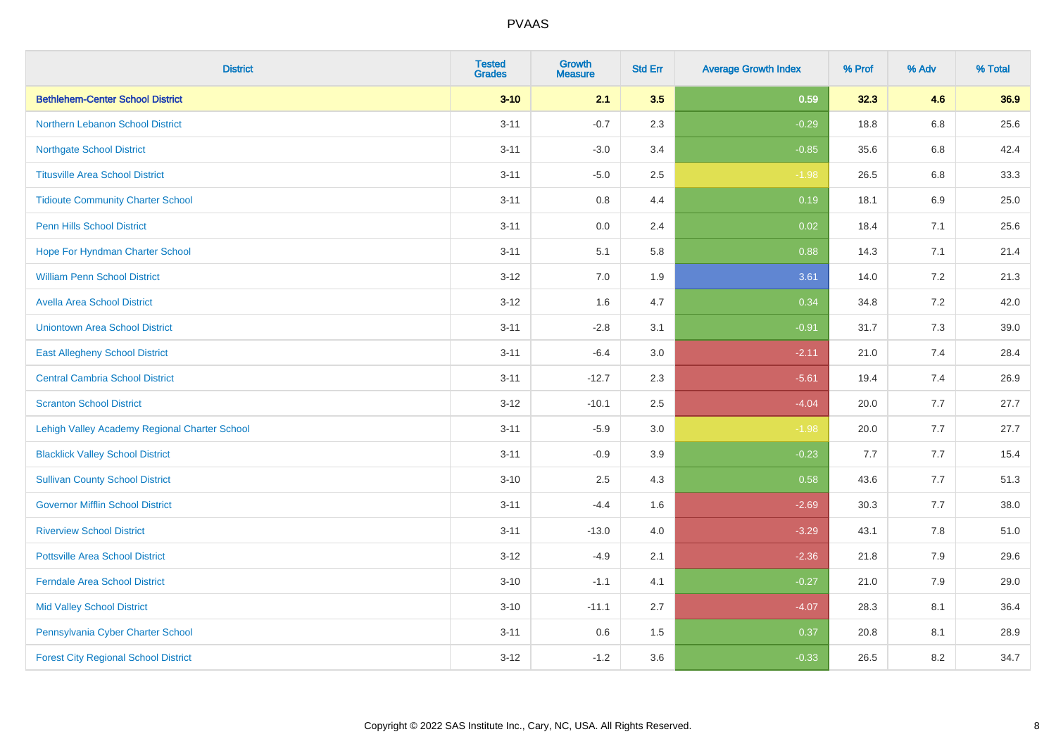| District | Tested Grades | Growth Measure | Std Err | Average Growth Index | % Prof | % Adv | % Total |
|---|---|---|---|---|---|---|---|
| **Bethlehem-Center School District** | **3-10** | **2.1** | **3.5** | **0.59** | **32.3** | **4.6** | **36.9** |
| Northern Lebanon School District | 3-11 | -0.7 | 2.3 | -0.29 | 18.8 | 6.8 | 25.6 |
| Northgate School District | 3-11 | -3.0 | 3.4 | -0.85 | 35.6 | 6.8 | 42.4 |
| Titusville Area School District | 3-11 | -5.0 | 2.5 | -1.98 | 26.5 | 6.8 | 33.3 |
| Tidioute Community Charter School | 3-11 | 0.8 | 4.4 | 0.19 | 18.1 | 6.9 | 25.0 |
| Penn Hills School District | 3-11 | 0.0 | 2.4 | 0.02 | 18.4 | 7.1 | 25.6 |
| Hope For Hyndman Charter School | 3-11 | 5.1 | 5.8 | 0.88 | 14.3 | 7.1 | 21.4 |
| William Penn School District | 3-12 | 7.0 | 1.9 | 3.61 | 14.0 | 7.2 | 21.3 |
| Avella Area School District | 3-12 | 1.6 | 4.7 | 0.34 | 34.8 | 7.2 | 42.0 |
| Uniontown Area School District | 3-11 | -2.8 | 3.1 | -0.91 | 31.7 | 7.3 | 39.0 |
| East Allegheny School District | 3-11 | -6.4 | 3.0 | -2.11 | 21.0 | 7.4 | 28.4 |
| Central Cambria School District | 3-11 | -12.7 | 2.3 | -5.61 | 19.4 | 7.4 | 26.9 |
| Scranton School District | 3-12 | -10.1 | 2.5 | -4.04 | 20.0 | 7.7 | 27.7 |
| Lehigh Valley Academy Regional Charter School | 3-11 | -5.9 | 3.0 | -1.98 | 20.0 | 7.7 | 27.7 |
| Blacklick Valley School District | 3-11 | -0.9 | 3.9 | -0.23 | 7.7 | 7.7 | 15.4 |
| Sullivan County School District | 3-10 | 2.5 | 4.3 | 0.58 | 43.6 | 7.7 | 51.3 |
| Governor Mifflin School District | 3-11 | -4.4 | 1.6 | -2.69 | 30.3 | 7.7 | 38.0 |
| Riverview School District | 3-11 | -13.0 | 4.0 | -3.29 | 43.1 | 7.8 | 51.0 |
| Pottsville Area School District | 3-12 | -4.9 | 2.1 | -2.36 | 21.8 | 7.9 | 29.6 |
| Ferndale Area School District | 3-10 | -1.1 | 4.1 | -0.27 | 21.0 | 7.9 | 29.0 |
| Mid Valley School District | 3-10 | -11.1 | 2.7 | -4.07 | 28.3 | 8.1 | 36.4 |
| Pennsylvania Cyber Charter School | 3-11 | 0.6 | 1.5 | 0.37 | 20.8 | 8.1 | 28.9 |
| Forest City Regional School District | 3-12 | -1.2 | 3.6 | -0.33 | 26.5 | 8.2 | 34.7 |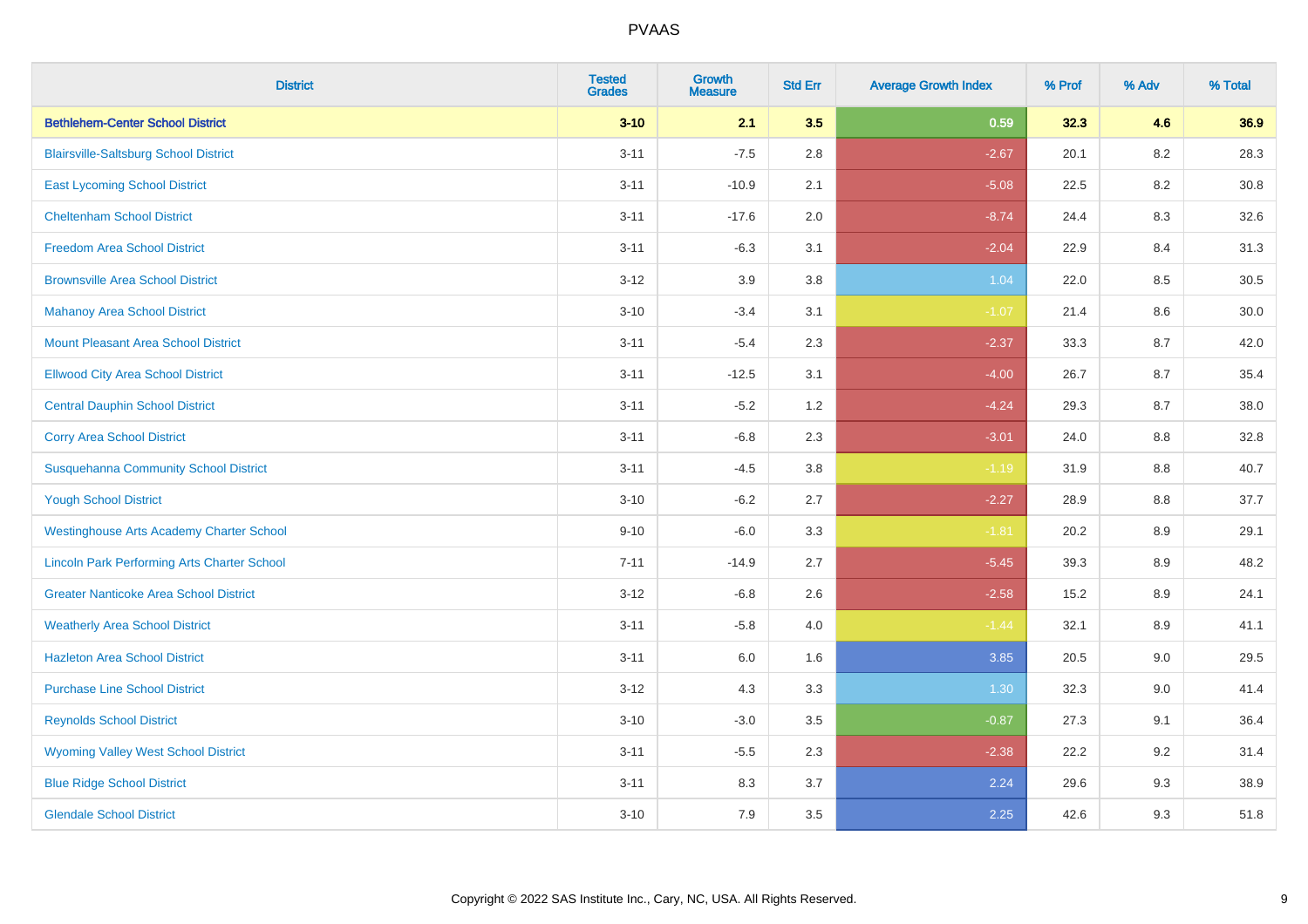| District | Tested Grades | Growth Measure | Std Err | Average Growth Index | % Prof | % Adv | % Total |
|---|---|---|---|---|---|---|---|
| **Bethlehem-Center School District** | **3-10** | **2.1** | **3.5** | **0.59** | **32.3** | **4.6** | **36.9** |
| Blairsville-Saltsburg School District | 3-11 | -7.5 | 2.8 | -2.67 | 20.1 | 8.2 | 28.3 |
| East Lycoming School District | 3-11 | -10.9 | 2.1 | -5.08 | 22.5 | 8.2 | 30.8 |
| Cheltenham School District | 3-11 | -17.6 | 2.0 | -8.74 | 24.4 | 8.3 | 32.6 |
| Freedom Area School District | 3-11 | -6.3 | 3.1 | -2.04 | 22.9 | 8.4 | 31.3 |
| Brownsville Area School District | 3-12 | 3.9 | 3.8 | 1.04 | 22.0 | 8.5 | 30.5 |
| Mahanoy Area School District | 3-10 | -3.4 | 3.1 | -1.07 | 21.4 | 8.6 | 30.0 |
| Mount Pleasant Area School District | 3-11 | -5.4 | 2.3 | -2.37 | 33.3 | 8.7 | 42.0 |
| Ellwood City Area School District | 3-11 | -12.5 | 3.1 | -4.00 | 26.7 | 8.7 | 35.4 |
| Central Dauphin School District | 3-11 | -5.2 | 1.2 | -4.24 | 29.3 | 8.7 | 38.0 |
| Corry Area School District | 3-11 | -6.8 | 2.3 | -3.01 | 24.0 | 8.8 | 32.8 |
| Susquehanna Community School District | 3-11 | -4.5 | 3.8 | -1.19 | 31.9 | 8.8 | 40.7 |
| Yough School District | 3-10 | -6.2 | 2.7 | -2.27 | 28.9 | 8.8 | 37.7 |
| Westinghouse Arts Academy Charter School | 9-10 | -6.0 | 3.3 | -1.81 | 20.2 | 8.9 | 29.1 |
| Lincoln Park Performing Arts Charter School | 7-11 | -14.9 | 2.7 | -5.45 | 39.3 | 8.9 | 48.2 |
| Greater Nanticoke Area School District | 3-12 | -6.8 | 2.6 | -2.58 | 15.2 | 8.9 | 24.1 |
| Weatherly Area School District | 3-11 | -5.8 | 4.0 | -1.44 | 32.1 | 8.9 | 41.1 |
| Hazleton Area School District | 3-11 | 6.0 | 1.6 | 3.85 | 20.5 | 9.0 | 29.5 |
| Purchase Line School District | 3-12 | 4.3 | 3.3 | 1.30 | 32.3 | 9.0 | 41.4 |
| Reynolds School District | 3-10 | -3.0 | 3.5 | -0.87 | 27.3 | 9.1 | 36.4 |
| Wyoming Valley West School District | 3-11 | -5.5 | 2.3 | -2.38 | 22.2 | 9.2 | 31.4 |
| Blue Ridge School District | 3-11 | 8.3 | 3.7 | 2.24 | 29.6 | 9.3 | 38.9 |
| Glendale School District | 3-10 | 7.9 | 3.5 | 2.25 | 42.6 | 9.3 | 51.8 |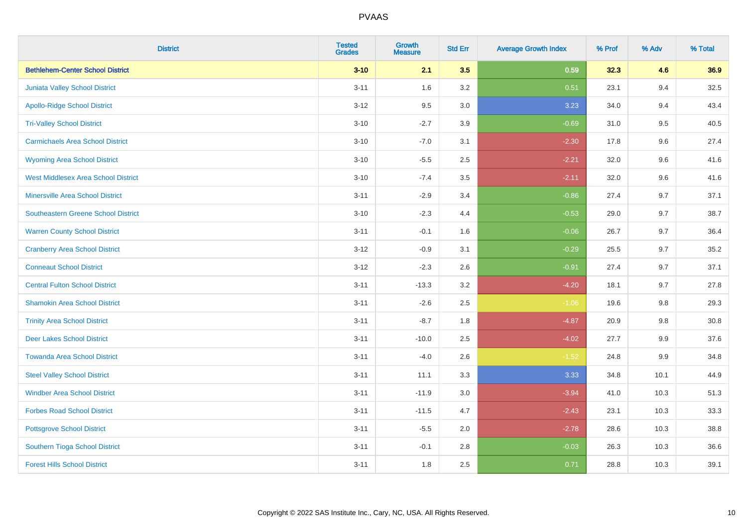# PVAAS

| District | Tested Grades | Growth Measure | Std Err | Average Growth Index | % Prof | % Adv | % Total |
|---|---|---|---|---|---|---|---|
| **Bethlehem-Center School District** | **3-10** | **2.1** | **3.5** | **0.59** | **32.3** | **4.6** | **36.9** |
| Juniata Valley School District | 3-11 | 1.6 | 3.2 | 0.51 | 23.1 | 9.4 | 32.5 |
| Apollo-Ridge School District | 3-12 | 9.5 | 3.0 | 3.23 | 34.0 | 9.4 | 43.4 |
| Tri-Valley School District | 3-10 | -2.7 | 3.9 | -0.69 | 31.0 | 9.5 | 40.5 |
| Carmichaels Area School District | 3-10 | -7.0 | 3.1 | -2.30 | 17.8 | 9.6 | 27.4 |
| Wyoming Area School District | 3-10 | -5.5 | 2.5 | -2.21 | 32.0 | 9.6 | 41.6 |
| West Middlesex Area School District | 3-10 | -7.4 | 3.5 | -2.11 | 32.0 | 9.6 | 41.6 |
| Minersville Area School District | 3-11 | -2.9 | 3.4 | -0.86 | 27.4 | 9.7 | 37.1 |
| Southeastern Greene School District | 3-10 | -2.3 | 4.4 | -0.53 | 29.0 | 9.7 | 38.7 |
| Warren County School District | 3-11 | -0.1 | 1.6 | -0.06 | 26.7 | 9.7 | 36.4 |
| Cranberry Area School District | 3-12 | -0.9 | 3.1 | -0.29 | 25.5 | 9.7 | 35.2 |
| Conneaut School District | 3-12 | -2.3 | 2.6 | -0.91 | 27.4 | 9.7 | 37.1 |
| Central Fulton School District | 3-11 | -13.3 | 3.2 | -4.20 | 18.1 | 9.7 | 27.8 |
| Shamokin Area School District | 3-11 | -2.6 | 2.5 | -1.06 | 19.6 | 9.8 | 29.3 |
| Trinity Area School District | 3-11 | -8.7 | 1.8 | -4.87 | 20.9 | 9.8 | 30.8 |
| Deer Lakes School District | 3-11 | -10.0 | 2.5 | -4.02 | 27.7 | 9.9 | 37.6 |
| Towanda Area School District | 3-11 | -4.0 | 2.6 | -1.52 | 24.8 | 9.9 | 34.8 |
| Steel Valley School District | 3-11 | 11.1 | 3.3 | 3.33 | 34.8 | 10.1 | 44.9 |
| Windber Area School District | 3-11 | -11.9 | 3.0 | -3.94 | 41.0 | 10.3 | 51.3 |
| Forbes Road School District | 3-11 | -11.5 | 4.7 | -2.43 | 23.1 | 10.3 | 33.3 |
| Pottsgrove School District | 3-11 | -5.5 | 2.0 | -2.78 | 28.6 | 10.3 | 38.8 |
| Southern Tioga School District | 3-11 | -0.1 | 2.8 | -0.03 | 26.3 | 10.3 | 36.6 |
| Forest Hills School District | 3-11 | 1.8 | 2.5 | 0.71 | 28.8 | 10.3 | 39.1 |

Copyright © 2022 SAS Institute Inc., Cary, NC, USA. All Rights Reserved.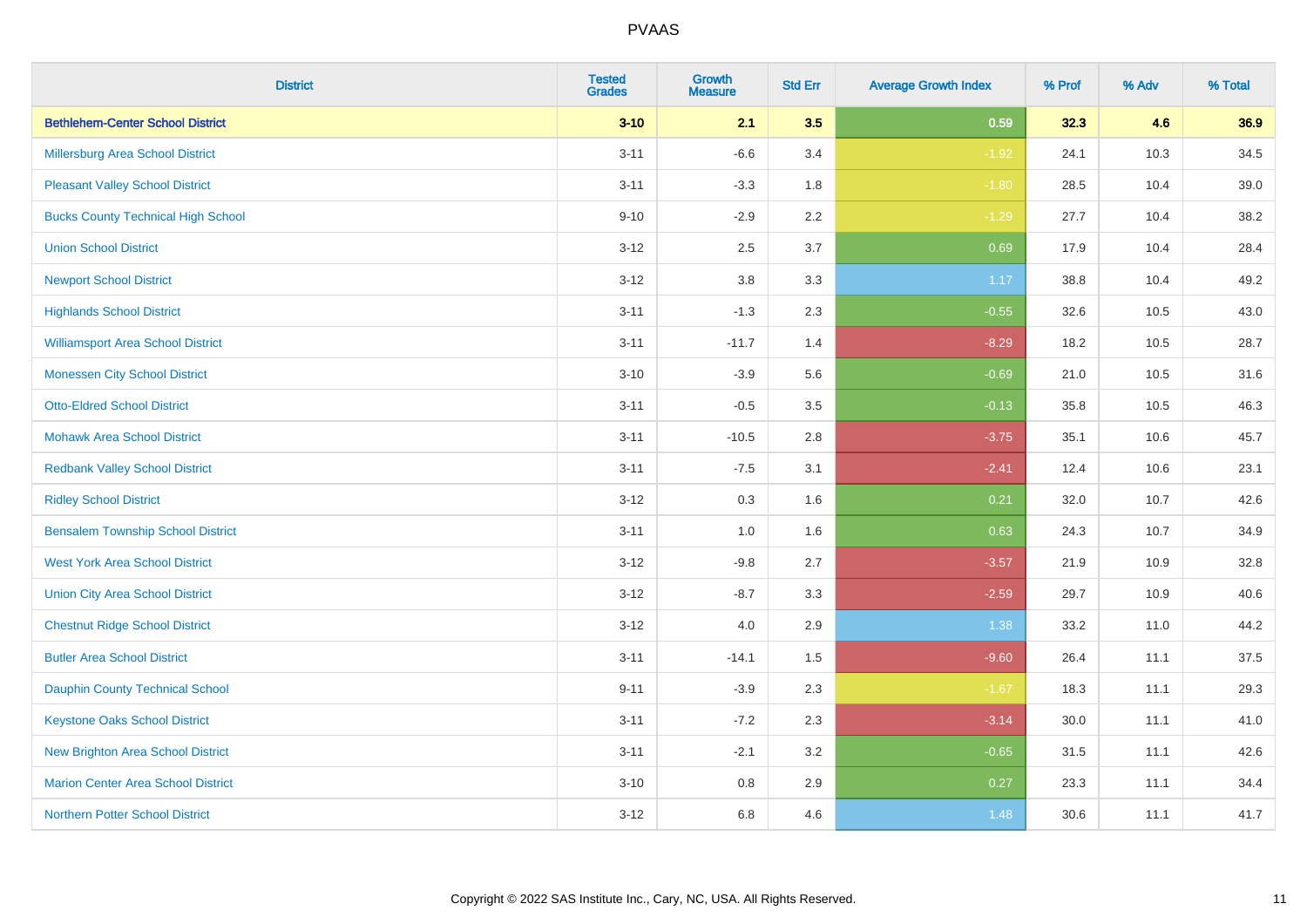| District | Tested Grades | Growth Measure | Std Err | Average Growth Index | % Prof | % Adv | % Total |
|---|---|---|---|---|---|---|---|
| **Bethlehem-Center School District** | **3-10** | **2.1** | **3.5** | **0.59** | **32.3** | **4.6** | **36.9** |
| Millersburg Area School District | 3-11 | -6.6 | 3.4 | -1.92 | 24.1 | 10.3 | 34.5 |
| Pleasant Valley School District | 3-11 | -3.3 | 1.8 | -1.80 | 28.5 | 10.4 | 39.0 |
| Bucks County Technical High School | 9-10 | -2.9 | 2.2 | -1.29 | 27.7 | 10.4 | 38.2 |
| Union School District | 3-12 | 2.5 | 3.7 | 0.69 | 17.9 | 10.4 | 28.4 |
| Newport School District | 3-12 | 3.8 | 3.3 | 1.17 | 38.8 | 10.4 | 49.2 |
| Highlands School District | 3-11 | -1.3 | 2.3 | -0.55 | 32.6 | 10.5 | 43.0 |
| Williamsport Area School District | 3-11 | -11.7 | 1.4 | -8.29 | 18.2 | 10.5 | 28.7 |
| Monessen City School District | 3-10 | -3.9 | 5.6 | -0.69 | 21.0 | 10.5 | 31.6 |
| Otto-Eldred School District | 3-11 | -0.5 | 3.5 | -0.13 | 35.8 | 10.5 | 46.3 |
| Mohawk Area School District | 3-11 | -10.5 | 2.8 | -3.75 | 35.1 | 10.6 | 45.7 |
| Redbank Valley School District | 3-11 | -7.5 | 3.1 | -2.41 | 12.4 | 10.6 | 23.1 |
| Ridley School District | 3-12 | 0.3 | 1.6 | 0.21 | 32.0 | 10.7 | 42.6 |
| Bensalem Township School District | 3-11 | 1.0 | 1.6 | 0.63 | 24.3 | 10.7 | 34.9 |
| West York Area School District | 3-12 | -9.8 | 2.7 | -3.57 | 21.9 | 10.9 | 32.8 |
| Union City Area School District | 3-12 | -8.7 | 3.3 | -2.59 | 29.7 | 10.9 | 40.6 |
| Chestnut Ridge School District | 3-12 | 4.0 | 2.9 | 1.38 | 33.2 | 11.0 | 44.2 |
| Butler Area School District | 3-11 | -14.1 | 1.5 | -9.60 | 26.4 | 11.1 | 37.5 |
| Dauphin County Technical School | 9-11 | -3.9 | 2.3 | -1.67 | 18.3 | 11.1 | 29.3 |
| Keystone Oaks School District | 3-11 | -7.2 | 2.3 | -3.14 | 30.0 | 11.1 | 41.0 |
| New Brighton Area School District | 3-11 | -2.1 | 3.2 | -0.65 | 31.5 | 11.1 | 42.6 |
| Marion Center Area School District | 3-10 | 0.8 | 2.9 | 0.27 | 23.3 | 11.1 | 34.4 |
| Northern Potter School District | 3-12 | 6.8 | 4.6 | 1.48 | 30.6 | 11.1 | 41.7 |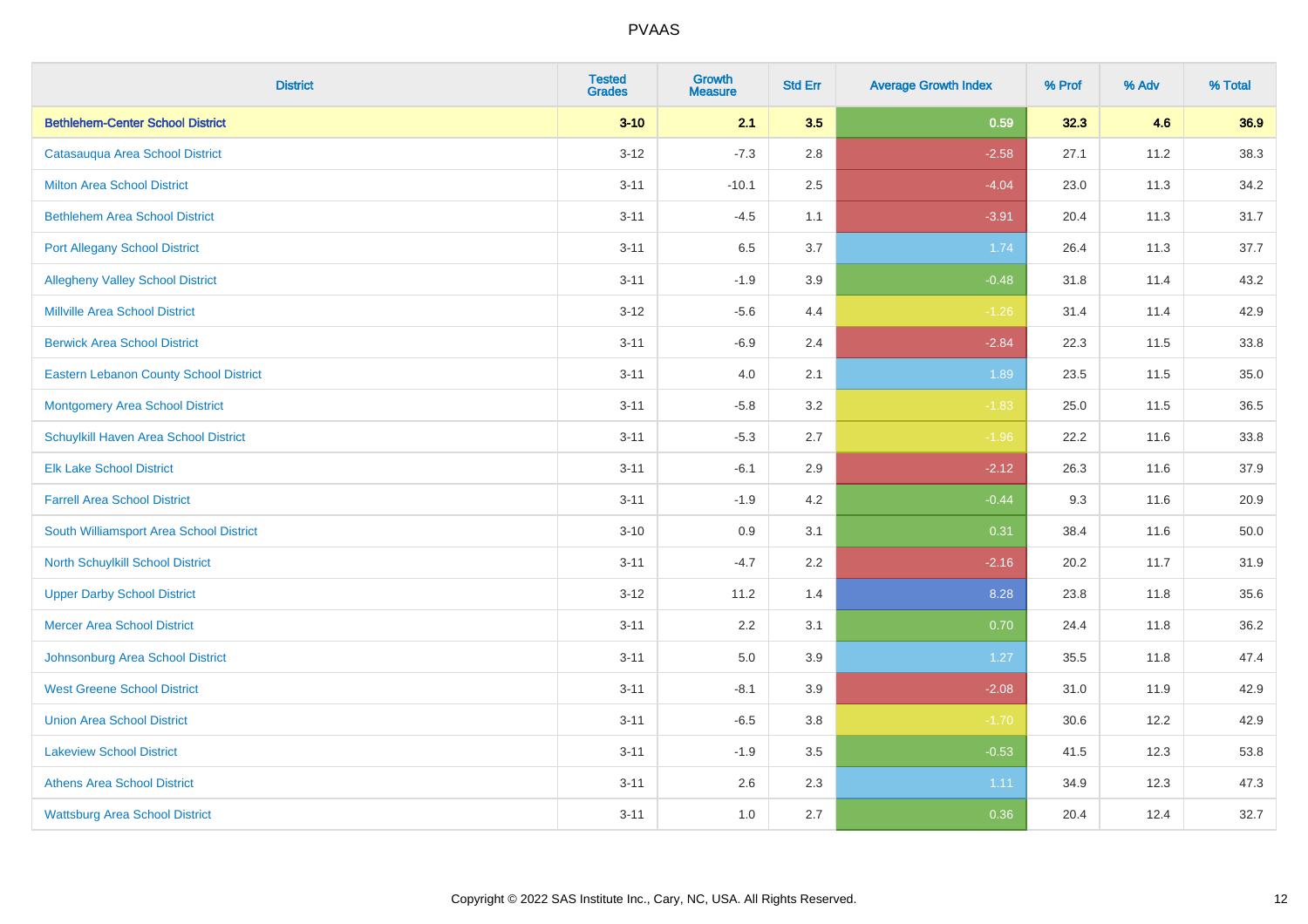| District | Tested Grades | Growth Measure | Std Err | Average Growth Index | % Prof | % Adv | % Total |
|---|---|---|---|---|---|---|---|
| **Bethlehem-Center School District** | **3-10** | **2.1** | **3.5** | **0.59** | **32.3** | **4.6** | **36.9** |
| Catasauqua Area School District | 3-12 | -7.3 | 2.8 | -2.58 | 27.1 | 11.2 | 38.3 |
| Milton Area School District | 3-11 | -10.1 | 2.5 | -4.04 | 23.0 | 11.3 | 34.2 |
| Bethlehem Area School District | 3-11 | -4.5 | 1.1 | -3.91 | 20.4 | 11.3 | 31.7 |
| Port Allegany School District | 3-11 | 6.5 | 3.7 | 1.74 | 26.4 | 11.3 | 37.7 |
| Allegheny Valley School District | 3-11 | -1.9 | 3.9 | -0.48 | 31.8 | 11.4 | 43.2 |
| Millville Area School District | 3-12 | -5.6 | 4.4 | -1.26 | 31.4 | 11.4 | 42.9 |
| Berwick Area School District | 3-11 | -6.9 | 2.4 | -2.84 | 22.3 | 11.5 | 33.8 |
| Eastern Lebanon County School District | 3-11 | 4.0 | 2.1 | 1.89 | 23.5 | 11.5 | 35.0 |
| Montgomery Area School District | 3-11 | -5.8 | 3.2 | -1.83 | 25.0 | 11.5 | 36.5 |
| Schuylkill Haven Area School District | 3-11 | -5.3 | 2.7 | -1.96 | 22.2 | 11.6 | 33.8 |
| Elk Lake School District | 3-11 | -6.1 | 2.9 | -2.12 | 26.3 | 11.6 | 37.9 |
| Farrell Area School District | 3-11 | -1.9 | 4.2 | -0.44 | 9.3 | 11.6 | 20.9 |
| South Williamsport Area School District | 3-10 | 0.9 | 3.1 | 0.31 | 38.4 | 11.6 | 50.0 |
| North Schuylkill School District | 3-11 | -4.7 | 2.2 | -2.16 | 20.2 | 11.7 | 31.9 |
| Upper Darby School District | 3-12 | 11.2 | 1.4 | 8.28 | 23.8 | 11.8 | 35.6 |
| Mercer Area School District | 3-11 | 2.2 | 3.1 | 0.70 | 24.4 | 11.8 | 36.2 |
| Johnsonburg Area School District | 3-11 | 5.0 | 3.9 | 1.27 | 35.5 | 11.8 | 47.4 |
| West Greene School District | 3-11 | -8.1 | 3.9 | -2.08 | 31.0 | 11.9 | 42.9 |
| Union Area School District | 3-11 | -6.5 | 3.8 | -1.70 | 30.6 | 12.2 | 42.9 |
| Lakeview School District | 3-11 | -1.9 | 3.5 | -0.53 | 41.5 | 12.3 | 53.8 |
| Athens Area School District | 3-11 | 2.6 | 2.3 | 1.11 | 34.9 | 12.3 | 47.3 |
| Wattsburg Area School District | 3-11 | 1.0 | 2.7 | 0.36 | 20.4 | 12.4 | 32.7 |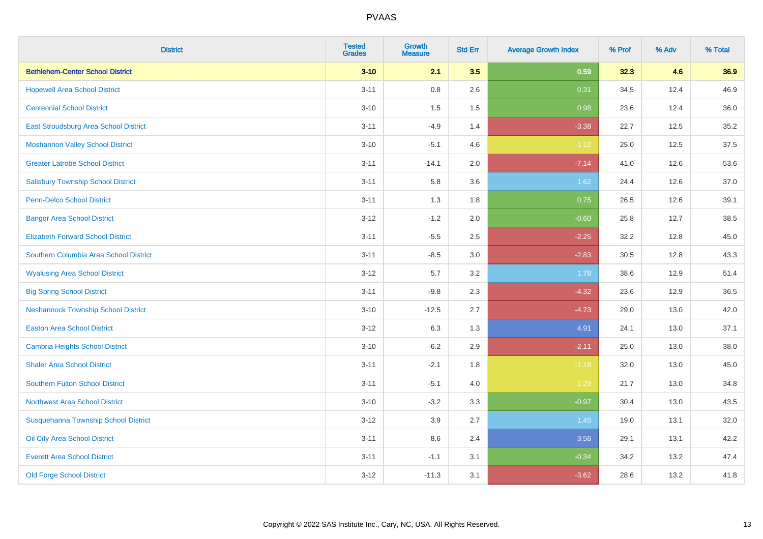| District | Tested Grades | Growth Measure | Std Err | Average Growth Index | % Prof | % Adv | % Total |
|---|---|---|---|---|---|---|---|
| **Bethlehem-Center School District** | **3-10** | **2.1** | **3.5** | **0.59** | **32.3** | **4.6** | **36.9** |
| Hopewell Area School District | 3-11 | 0.8 | 2.6 | 0.31 | 34.5 | 12.4 | 46.9 |
| Centennial School District | 3-10 | 1.5 | 1.5 | 0.98 | 23.6 | 12.4 | 36.0 |
| East Stroudsburg Area School District | 3-11 | -4.9 | 1.4 | -3.38 | 22.7 | 12.5 | 35.2 |
| Moshannon Valley School District | 3-10 | -5.1 | 4.6 | -1.12 | 25.0 | 12.5 | 37.5 |
| Greater Latrobe School District | 3-11 | -14.1 | 2.0 | -7.14 | 41.0 | 12.6 | 53.6 |
| Salisbury Township School District | 3-11 | 5.8 | 3.6 | 1.62 | 24.4 | 12.6 | 37.0 |
| Penn-Delco School District | 3-11 | 1.3 | 1.8 | 0.75 | 26.5 | 12.6 | 39.1 |
| Bangor Area School District | 3-12 | -1.2 | 2.0 | -0.60 | 25.8 | 12.7 | 38.5 |
| Elizabeth Forward School District | 3-11 | -5.5 | 2.5 | -2.25 | 32.2 | 12.8 | 45.0 |
| Southern Columbia Area School District | 3-11 | -8.5 | 3.0 | -2.83 | 30.5 | 12.8 | 43.3 |
| Wyalusing Area School District | 3-12 | 5.7 | 3.2 | 1.78 | 38.6 | 12.9 | 51.4 |
| Big Spring School District | 3-11 | -9.8 | 2.3 | -4.32 | 23.6 | 12.9 | 36.5 |
| Neshannock Township School District | 3-10 | -12.5 | 2.7 | -4.73 | 29.0 | 13.0 | 42.0 |
| Easton Area School District | 3-12 | 6.3 | 1.3 | 4.91 | 24.1 | 13.0 | 37.1 |
| Cambria Heights School District | 3-10 | -6.2 | 2.9 | -2.11 | 25.0 | 13.0 | 38.0 |
| Shaler Area School District | 3-11 | -2.1 | 1.8 | -1.18 | 32.0 | 13.0 | 45.0 |
| Southern Fulton School District | 3-11 | -5.1 | 4.0 | -1.29 | 21.7 | 13.0 | 34.8 |
| Northwest Area School District | 3-10 | -3.2 | 3.3 | -0.97 | 30.4 | 13.0 | 43.5 |
| Susquehanna Township School District | 3-12 | 3.9 | 2.7 | 1.45 | 19.0 | 13.1 | 32.0 |
| Oil City Area School District | 3-11 | 8.6 | 2.4 | 3.56 | 29.1 | 13.1 | 42.2 |
| Everett Area School District | 3-11 | -1.1 | 3.1 | -0.34 | 34.2 | 13.2 | 47.4 |
| Old Forge School District | 3-12 | -11.3 | 3.1 | -3.62 | 28.6 | 13.2 | 41.8 |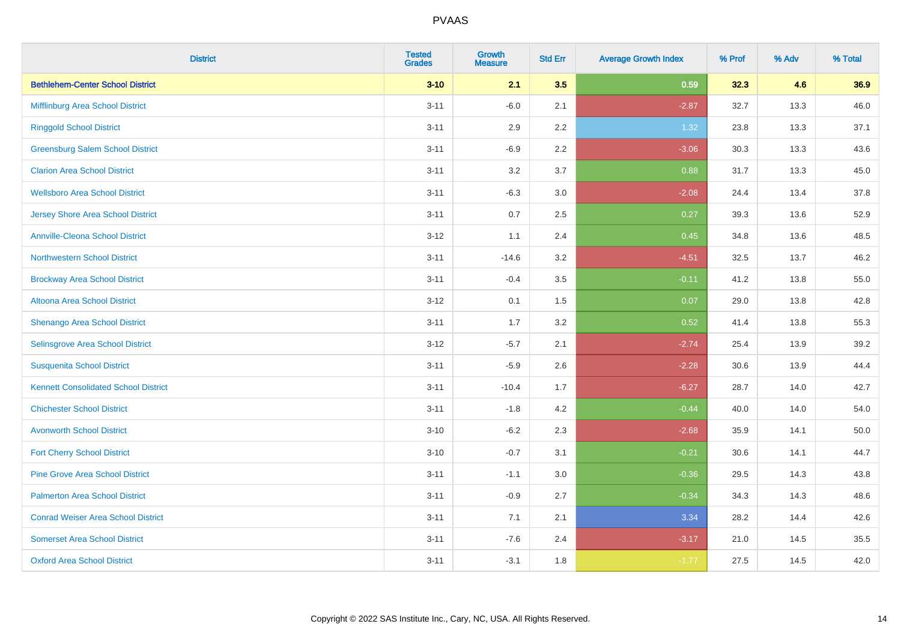# PVAAS

| District | Tested Grades | Growth Measure | Std Err | Average Growth Index | % Prof | % Adv | % Total |
|---|---|---|---|---|---|---|---|
| **Bethlehem-Center School District** | **3-10** | **2.1** | **3.5** | **0.59** | **32.3** | **4.6** | **36.9** |
| Mifflinburg Area School District | 3-11 | -6.0 | 2.1 | -2.87 | 32.7 | 13.3 | 46.0 |
| Ringgold School District | 3-11 | 2.9 | 2.2 | 1.32 | 23.8 | 13.3 | 37.1 |
| Greensburg Salem School District | 3-11 | -6.9 | 2.2 | -3.06 | 30.3 | 13.3 | 43.6 |
| Clarion Area School District | 3-11 | 3.2 | 3.7 | 0.88 | 31.7 | 13.3 | 45.0 |
| Wellsboro Area School District | 3-11 | -6.3 | 3.0 | -2.08 | 24.4 | 13.4 | 37.8 |
| Jersey Shore Area School District | 3-11 | 0.7 | 2.5 | 0.27 | 39.3 | 13.6 | 52.9 |
| Annville-Cleona School District | 3-12 | 1.1 | 2.4 | 0.45 | 34.8 | 13.6 | 48.5 |
| Northwestern School District | 3-11 | -14.6 | 3.2 | -4.51 | 32.5 | 13.7 | 46.2 |
| Brockway Area School District | 3-11 | -0.4 | 3.5 | -0.11 | 41.2 | 13.8 | 55.0 |
| Altoona Area School District | 3-12 | 0.1 | 1.5 | 0.07 | 29.0 | 13.8 | 42.8 |
| Shenango Area School District | 3-11 | 1.7 | 3.2 | 0.52 | 41.4 | 13.8 | 55.3 |
| Selinsgrove Area School District | 3-12 | -5.7 | 2.1 | -2.74 | 25.4 | 13.9 | 39.2 |
| Susquenita School District | 3-11 | -5.9 | 2.6 | -2.28 | 30.6 | 13.9 | 44.4 |
| Kennett Consolidated School District | 3-11 | -10.4 | 1.7 | -6.27 | 28.7 | 14.0 | 42.7 |
| Chichester School District | 3-11 | -1.8 | 4.2 | -0.44 | 40.0 | 14.0 | 54.0 |
| Avonworth School District | 3-10 | -6.2 | 2.3 | -2.68 | 35.9 | 14.1 | 50.0 |
| Fort Cherry School District | 3-10 | -0.7 | 3.1 | -0.21 | 30.6 | 14.1 | 44.7 |
| Pine Grove Area School District | 3-11 | -1.1 | 3.0 | -0.36 | 29.5 | 14.3 | 43.8 |
| Palmerton Area School District | 3-11 | -0.9 | 2.7 | -0.34 | 34.3 | 14.3 | 48.6 |
| Conrad Weiser Area School District | 3-11 | 7.1 | 2.1 | 3.34 | 28.2 | 14.4 | 42.6 |
| Somerset Area School District | 3-11 | -7.6 | 2.4 | -3.17 | 21.0 | 14.5 | 35.5 |
| Oxford Area School District | 3-11 | -3.1 | 1.8 | -1.77 | 27.5 | 14.5 | 42.0 |

Copyright © 2022 SAS Institute Inc., Cary, NC, USA. All Rights Reserved.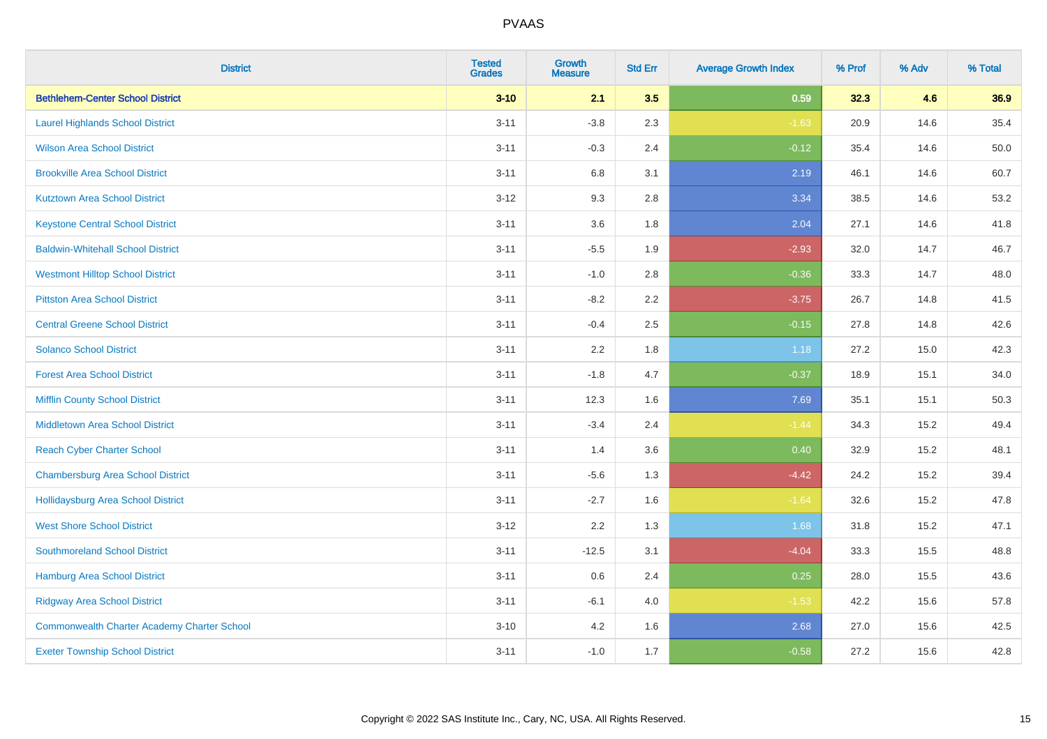| District | Tested Grades | Growth Measure | Std Err | Average Growth Index | % Prof | % Adv | % Total |
|---|---|---|---|---|---|---|---|
| **Bethlehem-Center School District** | **3-10** | **2.1** | **3.5** | **0.59** | **32.3** | **4.6** | **36.9** |
| Laurel Highlands School District | 3-11 | -3.8 | 2.3 | -1.63 | 20.9 | 14.6 | 35.4 |
| Wilson Area School District | 3-11 | -0.3 | 2.4 | -0.12 | 35.4 | 14.6 | 50.0 |
| Brookville Area School District | 3-11 | 6.8 | 3.1 | 2.19 | 46.1 | 14.6 | 60.7 |
| Kutztown Area School District | 3-12 | 9.3 | 2.8 | 3.34 | 38.5 | 14.6 | 53.2 |
| Keystone Central School District | 3-11 | 3.6 | 1.8 | 2.04 | 27.1 | 14.6 | 41.8 |
| Baldwin-Whitehall School District | 3-11 | -5.5 | 1.9 | -2.93 | 32.0 | 14.7 | 46.7 |
| Westmont Hilltop School District | 3-11 | -1.0 | 2.8 | -0.36 | 33.3 | 14.7 | 48.0 |
| Pittston Area School District | 3-11 | -8.2 | 2.2 | -3.75 | 26.7 | 14.8 | 41.5 |
| Central Greene School District | 3-11 | -0.4 | 2.5 | -0.15 | 27.8 | 14.8 | 42.6 |
| Solanco School District | 3-11 | 2.2 | 1.8 | 1.18 | 27.2 | 15.0 | 42.3 |
| Forest Area School District | 3-11 | -1.8 | 4.7 | -0.37 | 18.9 | 15.1 | 34.0 |
| Mifflin County School District | 3-11 | 12.3 | 1.6 | 7.69 | 35.1 | 15.1 | 50.3 |
| Middletown Area School District | 3-11 | -3.4 | 2.4 | -1.44 | 34.3 | 15.2 | 49.4 |
| Reach Cyber Charter School | 3-11 | 1.4 | 3.6 | 0.40 | 32.9 | 15.2 | 48.1 |
| Chambersburg Area School District | 3-11 | -5.6 | 1.3 | -4.42 | 24.2 | 15.2 | 39.4 |
| Hollidaysburg Area School District | 3-11 | -2.7 | 1.6 | -1.64 | 32.6 | 15.2 | 47.8 |
| West Shore School District | 3-12 | 2.2 | 1.3 | 1.68 | 31.8 | 15.2 | 47.1 |
| Southmoreland School District | 3-11 | -12.5 | 3.1 | -4.04 | 33.3 | 15.5 | 48.8 |
| Hamburg Area School District | 3-11 | 0.6 | 2.4 | 0.25 | 28.0 | 15.5 | 43.6 |
| Ridgway Area School District | 3-11 | -6.1 | 4.0 | -1.53 | 42.2 | 15.6 | 57.8 |
| Commonwealth Charter Academy Charter School | 3-10 | 4.2 | 1.6 | 2.68 | 27.0 | 15.6 | 42.5 |
| Exeter Township School District | 3-11 | -1.0 | 1.7 | -0.58 | 27.2 | 15.6 | 42.8 |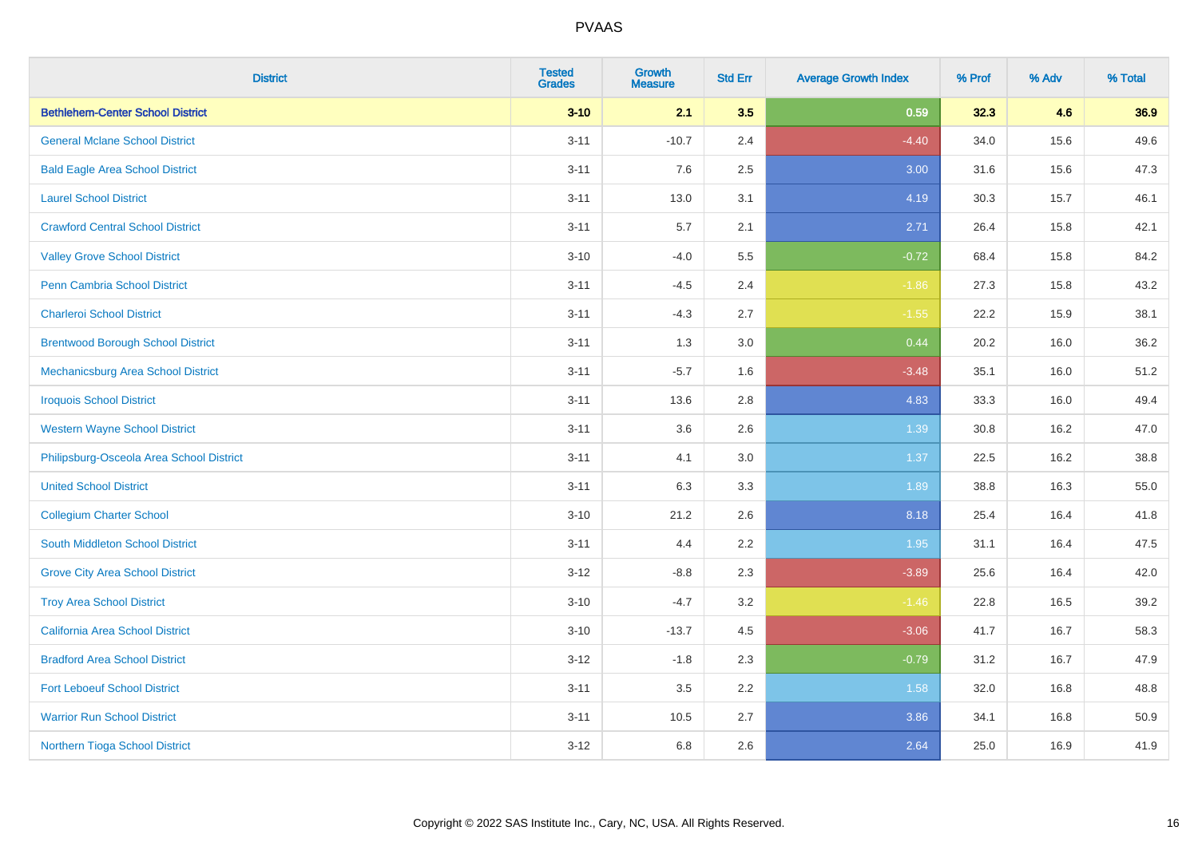| District | Tested Grades | Growth Measure | Std Err | Average Growth Index | % Prof | % Adv | % Total |
|---|---|---|---|---|---|---|---|
| **Bethlehem-Center School District** | **3-10** | **2.1** | **3.5** | **0.59** | **32.3** | **4.6** | **36.9** |
| General Mclane School District | 3-11 | -10.7 | 2.4 | -4.40 | 34.0 | 15.6 | 49.6 |
| Bald Eagle Area School District | 3-11 | 7.6 | 2.5 | 3.00 | 31.6 | 15.6 | 47.3 |
| Laurel School District | 3-11 | 13.0 | 3.1 | 4.19 | 30.3 | 15.7 | 46.1 |
| Crawford Central School District | 3-11 | 5.7 | 2.1 | 2.71 | 26.4 | 15.8 | 42.1 |
| Valley Grove School District | 3-10 | -4.0 | 5.5 | -0.72 | 68.4 | 15.8 | 84.2 |
| Penn Cambria School District | 3-11 | -4.5 | 2.4 | -1.86 | 27.3 | 15.8 | 43.2 |
| Charleroi School District | 3-11 | -4.3 | 2.7 | -1.55 | 22.2 | 15.9 | 38.1 |
| Brentwood Borough School District | 3-11 | 1.3 | 3.0 | 0.44 | 20.2 | 16.0 | 36.2 |
| Mechanicsburg Area School District | 3-11 | -5.7 | 1.6 | -3.48 | 35.1 | 16.0 | 51.2 |
| Iroquois School District | 3-11 | 13.6 | 2.8 | 4.83 | 33.3 | 16.0 | 49.4 |
| Western Wayne School District | 3-11 | 3.6 | 2.6 | 1.39 | 30.8 | 16.2 | 47.0 |
| Philipsburg-Osceola Area School District | 3-11 | 4.1 | 3.0 | 1.37 | 22.5 | 16.2 | 38.8 |
| United School District | 3-11 | 6.3 | 3.3 | 1.89 | 38.8 | 16.3 | 55.0 |
| Collegium Charter School | 3-10 | 21.2 | 2.6 | 8.18 | 25.4 | 16.4 | 41.8 |
| South Middleton School District | 3-11 | 4.4 | 2.2 | 1.95 | 31.1 | 16.4 | 47.5 |
| Grove City Area School District | 3-12 | -8.8 | 2.3 | -3.89 | 25.6 | 16.4 | 42.0 |
| Troy Area School District | 3-10 | -4.7 | 3.2 | -1.46 | 22.8 | 16.5 | 39.2 |
| California Area School District | 3-10 | -13.7 | 4.5 | -3.06 | 41.7 | 16.7 | 58.3 |
| Bradford Area School District | 3-12 | -1.8 | 2.3 | -0.79 | 31.2 | 16.7 | 47.9 |
| Fort Leboeuf School District | 3-11 | 3.5 | 2.2 | 1.58 | 32.0 | 16.8 | 48.8 |
| Warrior Run School District | 3-11 | 10.5 | 2.7 | 3.86 | 34.1 | 16.8 | 50.9 |
| Northern Tioga School District | 3-12 | 6.8 | 2.6 | 2.64 | 25.0 | 16.9 | 41.9 |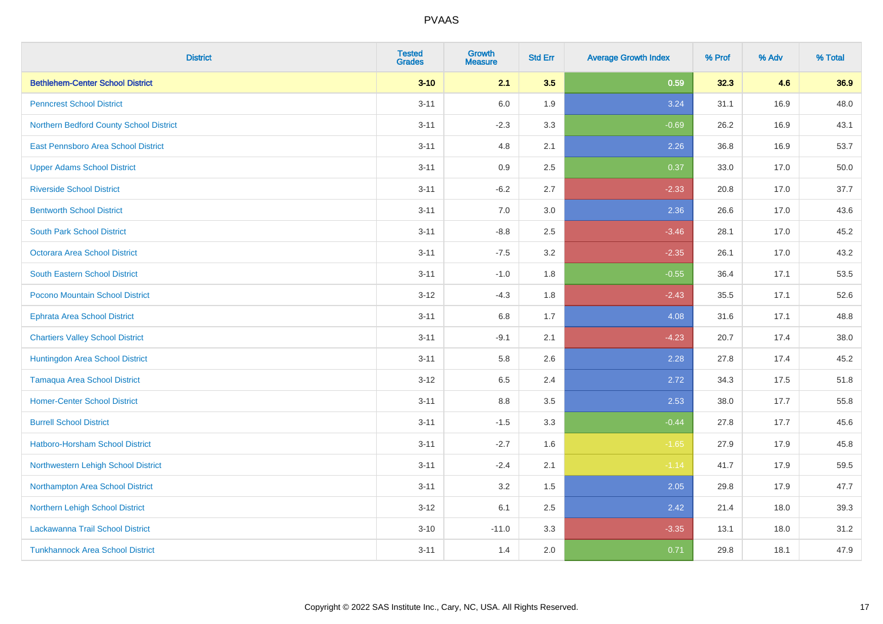| District | Tested Grades | Growth Measure | Std Err | Average Growth Index | % Prof | % Adv | % Total |
|---|---|---|---|---|---|---|---|
| **Bethlehem-Center School District** | **3-10** | **2.1** | **3.5** | **0.59** | **32.3** | **4.6** | **36.9** |
| Penncrest School District | 3-11 | 6.0 | 1.9 | 3.24 | 31.1 | 16.9 | 48.0 |
| Northern Bedford County School District | 3-11 | -2.3 | 3.3 | -0.69 | 26.2 | 16.9 | 43.1 |
| East Pennsboro Area School District | 3-11 | 4.8 | 2.1 | 2.26 | 36.8 | 16.9 | 53.7 |
| Upper Adams School District | 3-11 | 0.9 | 2.5 | 0.37 | 33.0 | 17.0 | 50.0 |
| Riverside School District | 3-11 | -6.2 | 2.7 | -2.33 | 20.8 | 17.0 | 37.7 |
| Bentworth School District | 3-11 | 7.0 | 3.0 | 2.36 | 26.6 | 17.0 | 43.6 |
| South Park School District | 3-11 | -8.8 | 2.5 | -3.46 | 28.1 | 17.0 | 45.2 |
| Octorara Area School District | 3-11 | -7.5 | 3.2 | -2.35 | 26.1 | 17.0 | 43.2 |
| South Eastern School District | 3-11 | -1.0 | 1.8 | -0.55 | 36.4 | 17.1 | 53.5 |
| Pocono Mountain School District | 3-12 | -4.3 | 1.8 | -2.43 | 35.5 | 17.1 | 52.6 |
| Ephrata Area School District | 3-11 | 6.8 | 1.7 | 4.08 | 31.6 | 17.1 | 48.8 |
| Chartiers Valley School District | 3-11 | -9.1 | 2.1 | -4.23 | 20.7 | 17.4 | 38.0 |
| Huntingdon Area School District | 3-11 | 5.8 | 2.6 | 2.28 | 27.8 | 17.4 | 45.2 |
| Tamaqua Area School District | 3-12 | 6.5 | 2.4 | 2.72 | 34.3 | 17.5 | 51.8 |
| Homer-Center School District | 3-11 | 8.8 | 3.5 | 2.53 | 38.0 | 17.7 | 55.8 |
| Burrell School District | 3-11 | -1.5 | 3.3 | -0.44 | 27.8 | 17.7 | 45.6 |
| Hatboro-Horsham School District | 3-11 | -2.7 | 1.6 | -1.65 | 27.9 | 17.9 | 45.8 |
| Northwestern Lehigh School District | 3-11 | -2.4 | 2.1 | -1.14 | 41.7 | 17.9 | 59.5 |
| Northampton Area School District | 3-11 | 3.2 | 1.5 | 2.05 | 29.8 | 17.9 | 47.7 |
| Northern Lehigh School District | 3-12 | 6.1 | 2.5 | 2.42 | 21.4 | 18.0 | 39.3 |
| Lackawanna Trail School District | 3-10 | -11.0 | 3.3 | -3.35 | 13.1 | 18.0 | 31.2 |
| Tunkhannock Area School District | 3-11 | 1.4 | 2.0 | 0.71 | 29.8 | 18.1 | 47.9 |

Copyright © 2022 SAS Institute Inc., Cary, NC, USA. All Rights Reserved.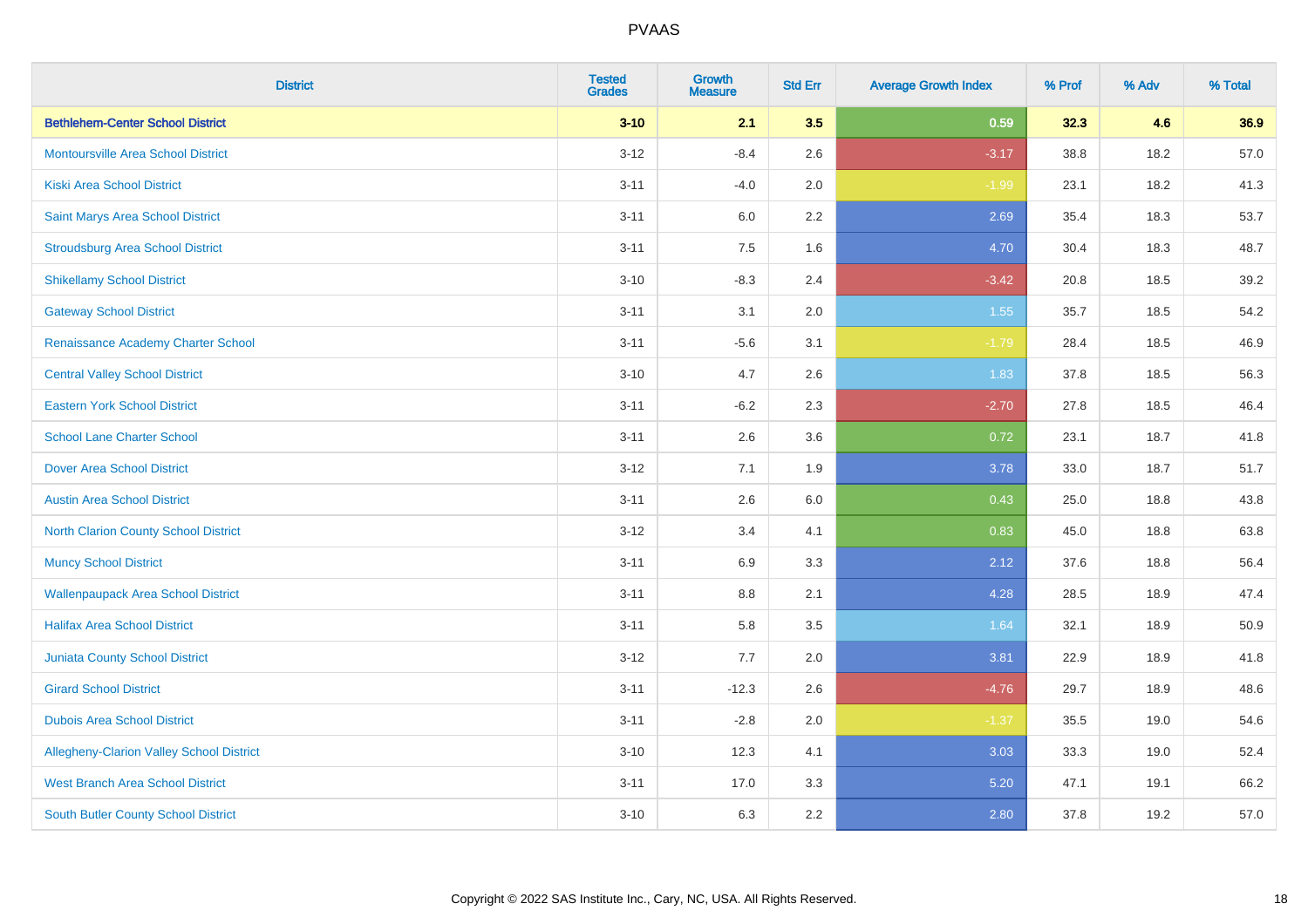| District | Tested Grades | Growth Measure | Std Err | Average Growth Index | % Prof | % Adv | % Total |
|---|---|---|---|---|---|---|---|
| **Bethlehem-Center School District** | **3-10** | **2.1** | **3.5** | **0.59** | **32.3** | **4.6** | **36.9** |
| Montoursville Area School District | 3-12 | -8.4 | 2.6 | -3.17 | 38.8 | 18.2 | 57.0 |
| Kiski Area School District | 3-11 | -4.0 | 2.0 | -1.99 | 23.1 | 18.2 | 41.3 |
| Saint Marys Area School District | 3-11 | 6.0 | 2.2 | 2.69 | 35.4 | 18.3 | 53.7 |
| Stroudsburg Area School District | 3-11 | 7.5 | 1.6 | 4.70 | 30.4 | 18.3 | 48.7 |
| Shikellamy School District | 3-10 | -8.3 | 2.4 | -3.42 | 20.8 | 18.5 | 39.2 |
| Gateway School District | 3-11 | 3.1 | 2.0 | 1.55 | 35.7 | 18.5 | 54.2 |
| Renaissance Academy Charter School | 3-11 | -5.6 | 3.1 | -1.79 | 28.4 | 18.5 | 46.9 |
| Central Valley School District | 3-10 | 4.7 | 2.6 | 1.83 | 37.8 | 18.5 | 56.3 |
| Eastern York School District | 3-11 | -6.2 | 2.3 | -2.70 | 27.8 | 18.5 | 46.4 |
| School Lane Charter School | 3-11 | 2.6 | 3.6 | 0.72 | 23.1 | 18.7 | 41.8 |
| Dover Area School District | 3-12 | 7.1 | 1.9 | 3.78 | 33.0 | 18.7 | 51.7 |
| Austin Area School District | 3-11 | 2.6 | 6.0 | 0.43 | 25.0 | 18.8 | 43.8 |
| North Clarion County School District | 3-12 | 3.4 | 4.1 | 0.83 | 45.0 | 18.8 | 63.8 |
| Muncy School District | 3-11 | 6.9 | 3.3 | 2.12 | 37.6 | 18.8 | 56.4 |
| Wallenpaupack Area School District | 3-11 | 8.8 | 2.1 | 4.28 | 28.5 | 18.9 | 47.4 |
| Halifax Area School District | 3-11 | 5.8 | 3.5 | 1.64 | 32.1 | 18.9 | 50.9 |
| Juniata County School District | 3-12 | 7.7 | 2.0 | 3.81 | 22.9 | 18.9 | 41.8 |
| Girard School District | 3-11 | -12.3 | 2.6 | -4.76 | 29.7 | 18.9 | 48.6 |
| Dubois Area School District | 3-11 | -2.8 | 2.0 | -1.37 | 35.5 | 19.0 | 54.6 |
| Allegheny-Clarion Valley School District | 3-10 | 12.3 | 4.1 | 3.03 | 33.3 | 19.0 | 52.4 |
| West Branch Area School District | 3-11 | 17.0 | 3.3 | 5.20 | 47.1 | 19.1 | 66.2 |
| South Butler County School District | 3-10 | 6.3 | 2.2 | 2.80 | 37.8 | 19.2 | 57.0 |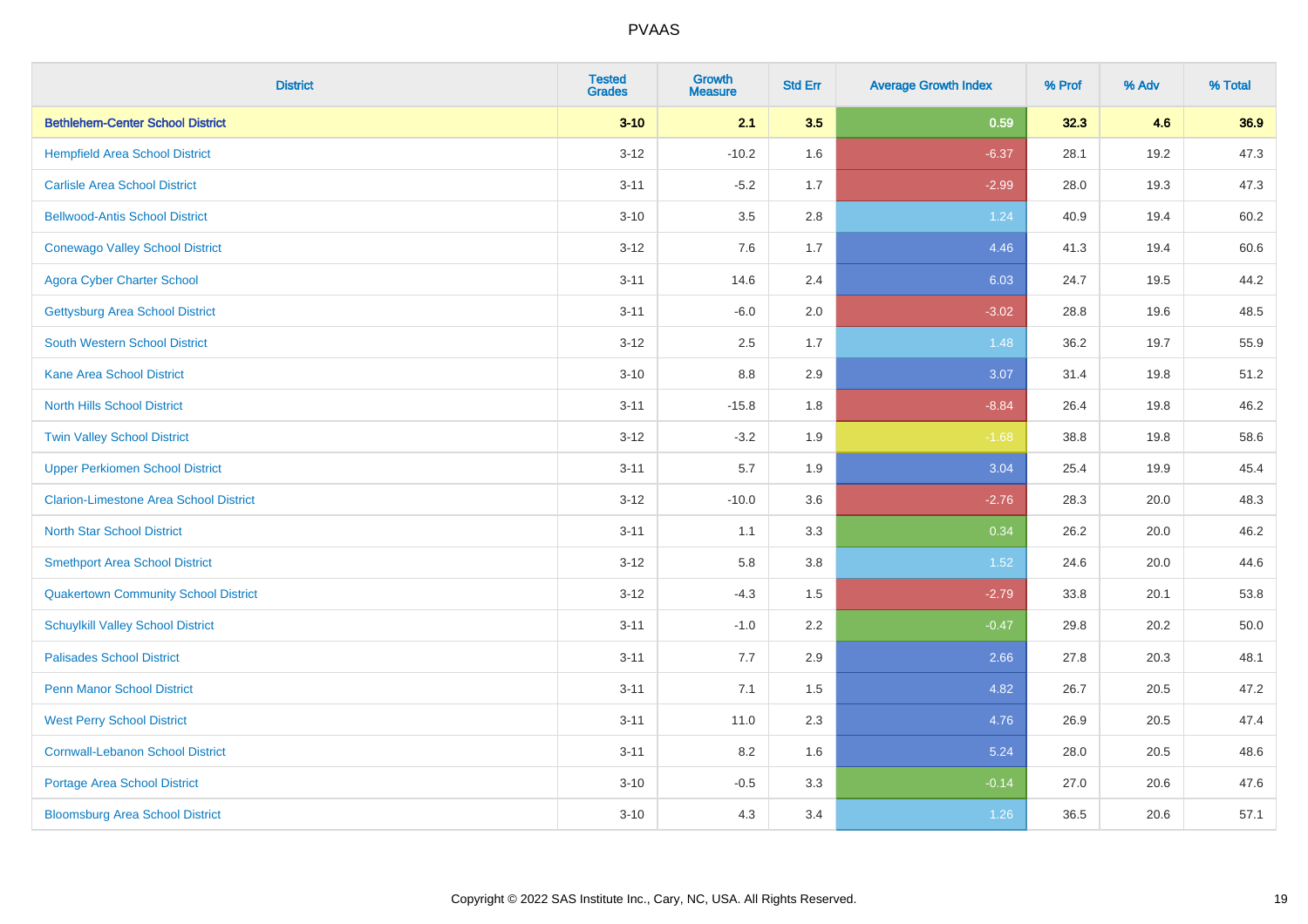# PVAAS

| District | Tested Grades | Growth Measure | Std Err | Average Growth Index | % Prof | % Adv | % Total |
|---|---|---|---|---|---|---|---|
| **Bethlehem-Center School District** | **3-10** | **2.1** | **3.5** | **0.59** | **32.3** | **4.6** | **36.9** |
| Hempfield Area School District | 3-12 | -10.2 | 1.6 | -6.37 | 28.1 | 19.2 | 47.3 |
| Carlisle Area School District | 3-11 | -5.2 | 1.7 | -2.99 | 28.0 | 19.3 | 47.3 |
| Bellwood-Antis School District | 3-10 | 3.5 | 2.8 | 1.24 | 40.9 | 19.4 | 60.2 |
| Conewago Valley School District | 3-12 | 7.6 | 1.7 | 4.46 | 41.3 | 19.4 | 60.6 |
| Agora Cyber Charter School | 3-11 | 14.6 | 2.4 | 6.03 | 24.7 | 19.5 | 44.2 |
| Gettysburg Area School District | 3-11 | -6.0 | 2.0 | -3.02 | 28.8 | 19.6 | 48.5 |
| South Western School District | 3-12 | 2.5 | 1.7 | 1.48 | 36.2 | 19.7 | 55.9 |
| Kane Area School District | 3-10 | 8.8 | 2.9 | 3.07 | 31.4 | 19.8 | 51.2 |
| North Hills School District | 3-11 | -15.8 | 1.8 | -8.84 | 26.4 | 19.8 | 46.2 |
| Twin Valley School District | 3-12 | -3.2 | 1.9 | -1.68 | 38.8 | 19.8 | 58.6 |
| Upper Perkiomen School District | 3-11 | 5.7 | 1.9 | 3.04 | 25.4 | 19.9 | 45.4 |
| Clarion-Limestone Area School District | 3-12 | -10.0 | 3.6 | -2.76 | 28.3 | 20.0 | 48.3 |
| North Star School District | 3-11 | 1.1 | 3.3 | 0.34 | 26.2 | 20.0 | 46.2 |
| Smethport Area School District | 3-12 | 5.8 | 3.8 | 1.52 | 24.6 | 20.0 | 44.6 |
| Quakertown Community School District | 3-12 | -4.3 | 1.5 | -2.79 | 33.8 | 20.1 | 53.8 |
| Schuylkill Valley School District | 3-11 | -1.0 | 2.2 | -0.47 | 29.8 | 20.2 | 50.0 |
| Palisades School District | 3-11 | 7.7 | 2.9 | 2.66 | 27.8 | 20.3 | 48.1 |
| Penn Manor School District | 3-11 | 7.1 | 1.5 | 4.82 | 26.7 | 20.5 | 47.2 |
| West Perry School District | 3-11 | 11.0 | 2.3 | 4.76 | 26.9 | 20.5 | 47.4 |
| Cornwall-Lebanon School District | 3-11 | 8.2 | 1.6 | 5.24 | 28.0 | 20.5 | 48.6 |
| Portage Area School District | 3-10 | -0.5 | 3.3 | -0.14 | 27.0 | 20.6 | 47.6 |
| Bloomsburg Area School District | 3-10 | 4.3 | 3.4 | 1.26 | 36.5 | 20.6 | 57.1 |

Copyright © 2022 SAS Institute Inc., Cary, NC, USA. All Rights Reserved.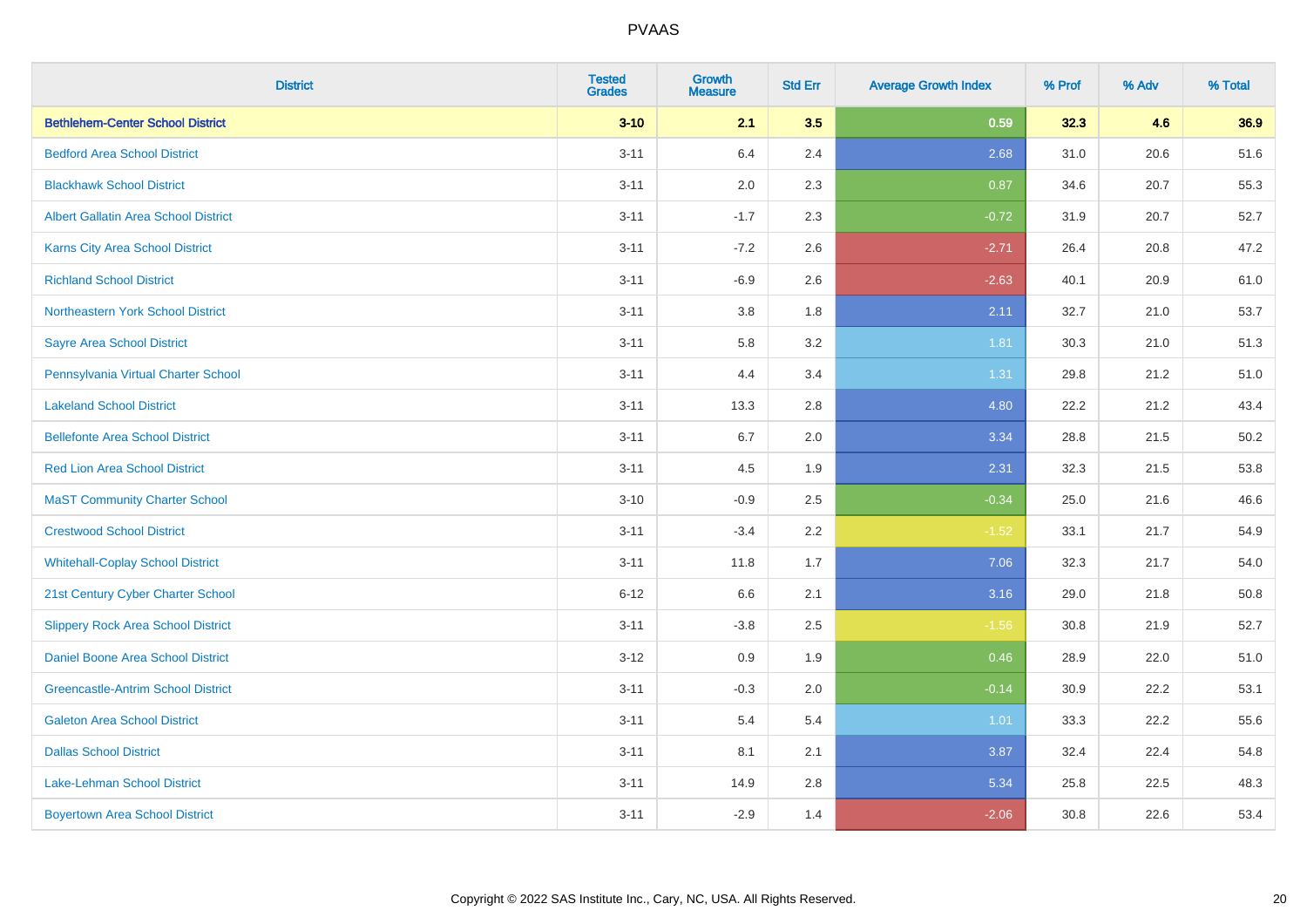PVAAS

| District | Tested Grades | Growth Measure | Std Err | Average Growth Index | % Prof | % Adv | % Total |
|---|---|---|---|---|---|---|---|
| **Bethlehem-Center School District** | **3-10** | **2.1** | **3.5** | **0.59** | **32.3** | **4.6** | **36.9** |
| Bedford Area School District | 3-11 | 6.4 | 2.4 | 2.68 | 31.0 | 20.6 | 51.6 |
| Blackhawk School District | 3-11 | 2.0 | 2.3 | 0.87 | 34.6 | 20.7 | 55.3 |
| Albert Gallatin Area School District | 3-11 | -1.7 | 2.3 | -0.72 | 31.9 | 20.7 | 52.7 |
| Karns City Area School District | 3-11 | -7.2 | 2.6 | -2.71 | 26.4 | 20.8 | 47.2 |
| Richland School District | 3-11 | -6.9 | 2.6 | -2.63 | 40.1 | 20.9 | 61.0 |
| Northeastern York School District | 3-11 | 3.8 | 1.8 | 2.11 | 32.7 | 21.0 | 53.7 |
| Sayre Area School District | 3-11 | 5.8 | 3.2 | 1.81 | 30.3 | 21.0 | 51.3 |
| Pennsylvania Virtual Charter School | 3-11 | 4.4 | 3.4 | 1.31 | 29.8 | 21.2 | 51.0 |
| Lakeland School District | 3-11 | 13.3 | 2.8 | 4.80 | 22.2 | 21.2 | 43.4 |
| Bellefonte Area School District | 3-11 | 6.7 | 2.0 | 3.34 | 28.8 | 21.5 | 50.2 |
| Red Lion Area School District | 3-11 | 4.5 | 1.9 | 2.31 | 32.3 | 21.5 | 53.8 |
| MaST Community Charter School | 3-10 | -0.9 | 2.5 | -0.34 | 25.0 | 21.6 | 46.6 |
| Crestwood School District | 3-11 | -3.4 | 2.2 | -1.52 | 33.1 | 21.7 | 54.9 |
| Whitehall-Coplay School District | 3-11 | 11.8 | 1.7 | 7.06 | 32.3 | 21.7 | 54.0 |
| 21st Century Cyber Charter School | 6-12 | 6.6 | 2.1 | 3.16 | 29.0 | 21.8 | 50.8 |
| Slippery Rock Area School District | 3-11 | -3.8 | 2.5 | -1.56 | 30.8 | 21.9 | 52.7 |
| Daniel Boone Area School District | 3-12 | 0.9 | 1.9 | 0.46 | 28.9 | 22.0 | 51.0 |
| Greencastle-Antrim School District | 3-11 | -0.3 | 2.0 | -0.14 | 30.9 | 22.2 | 53.1 |
| Galeton Area School District | 3-11 | 5.4 | 5.4 | 1.01 | 33.3 | 22.2 | 55.6 |
| Dallas School District | 3-11 | 8.1 | 2.1 | 3.87 | 32.4 | 22.4 | 54.8 |
| Lake-Lehman School District | 3-11 | 14.9 | 2.8 | 5.34 | 25.8 | 22.5 | 48.3 |
| Boyertown Area School District | 3-11 | -2.9 | 1.4 | -2.06 | 30.8 | 22.6 | 53.4 |

Copyright © 2022 SAS Institute Inc., Cary, NC, USA. All Rights Reserved.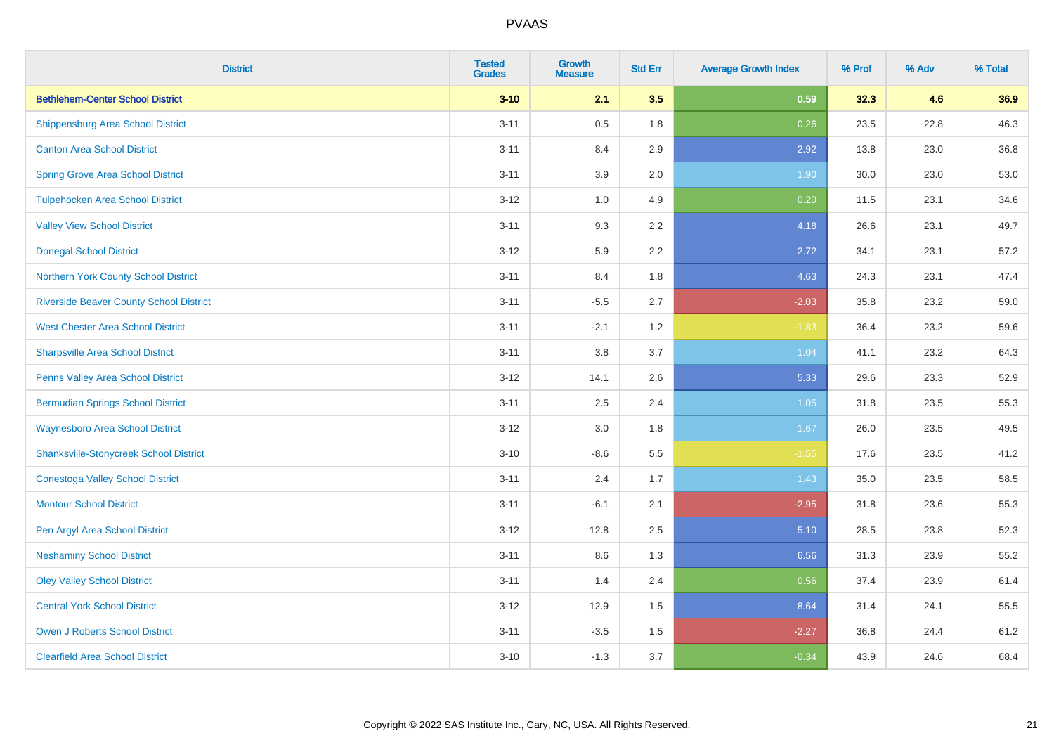# PVAAS

| District | Tested Grades | Growth Measure | Std Err | Average Growth Index | % Prof | % Adv | % Total |
|---|---|---|---|---|---|---|---|
| **Bethlehem-Center School District** | **3-10** | **2.1** | **3.5** | **0.59** | **32.3** | **4.6** | **36.9** |
| Shippensburg Area School District | 3-11 | 0.5 | 1.8 | 0.26 | 23.5 | 22.8 | 46.3 |
| Canton Area School District | 3-11 | 8.4 | 2.9 | 2.92 | 13.8 | 23.0 | 36.8 |
| Spring Grove Area School District | 3-11 | 3.9 | 2.0 | 1.90 | 30.0 | 23.0 | 53.0 |
| Tulpehocken Area School District | 3-12 | 1.0 | 4.9 | 0.20 | 11.5 | 23.1 | 34.6 |
| Valley View School District | 3-11 | 9.3 | 2.2 | 4.18 | 26.6 | 23.1 | 49.7 |
| Donegal School District | 3-12 | 5.9 | 2.2 | 2.72 | 34.1 | 23.1 | 57.2 |
| Northern York County School District | 3-11 | 8.4 | 1.8 | 4.63 | 24.3 | 23.1 | 47.4 |
| Riverside Beaver County School District | 3-11 | -5.5 | 2.7 | -2.03 | 35.8 | 23.2 | 59.0 |
| West Chester Area School District | 3-11 | -2.1 | 1.2 | -1.83 | 36.4 | 23.2 | 59.6 |
| Sharpsville Area School District | 3-11 | 3.8 | 3.7 | 1.04 | 41.1 | 23.2 | 64.3 |
| Penns Valley Area School District | 3-12 | 14.1 | 2.6 | 5.33 | 29.6 | 23.3 | 52.9 |
| Bermudian Springs School District | 3-11 | 2.5 | 2.4 | 1.05 | 31.8 | 23.5 | 55.3 |
| Waynesboro Area School District | 3-12 | 3.0 | 1.8 | 1.67 | 26.0 | 23.5 | 49.5 |
| Shanksville-Stonycreek School District | 3-10 | -8.6 | 5.5 | -1.55 | 17.6 | 23.5 | 41.2 |
| Conestoga Valley School District | 3-11 | 2.4 | 1.7 | 1.43 | 35.0 | 23.5 | 58.5 |
| Montour School District | 3-11 | -6.1 | 2.1 | -2.95 | 31.8 | 23.6 | 55.3 |
| Pen Argyl Area School District | 3-12 | 12.8 | 2.5 | 5.10 | 28.5 | 23.8 | 52.3 |
| Neshaminy School District | 3-11 | 8.6 | 1.3 | 6.56 | 31.3 | 23.9 | 55.2 |
| Oley Valley School District | 3-11 | 1.4 | 2.4 | 0.56 | 37.4 | 23.9 | 61.4 |
| Central York School District | 3-12 | 12.9 | 1.5 | 8.64 | 31.4 | 24.1 | 55.5 |
| Owen J Roberts School District | 3-11 | -3.5 | 1.5 | -2.27 | 36.8 | 24.4 | 61.2 |
| Clearfield Area School District | 3-10 | -1.3 | 3.7 | -0.34 | 43.9 | 24.6 | 68.4 |

Copyright © 2022 SAS Institute Inc., Cary, NC, USA. All Rights Reserved.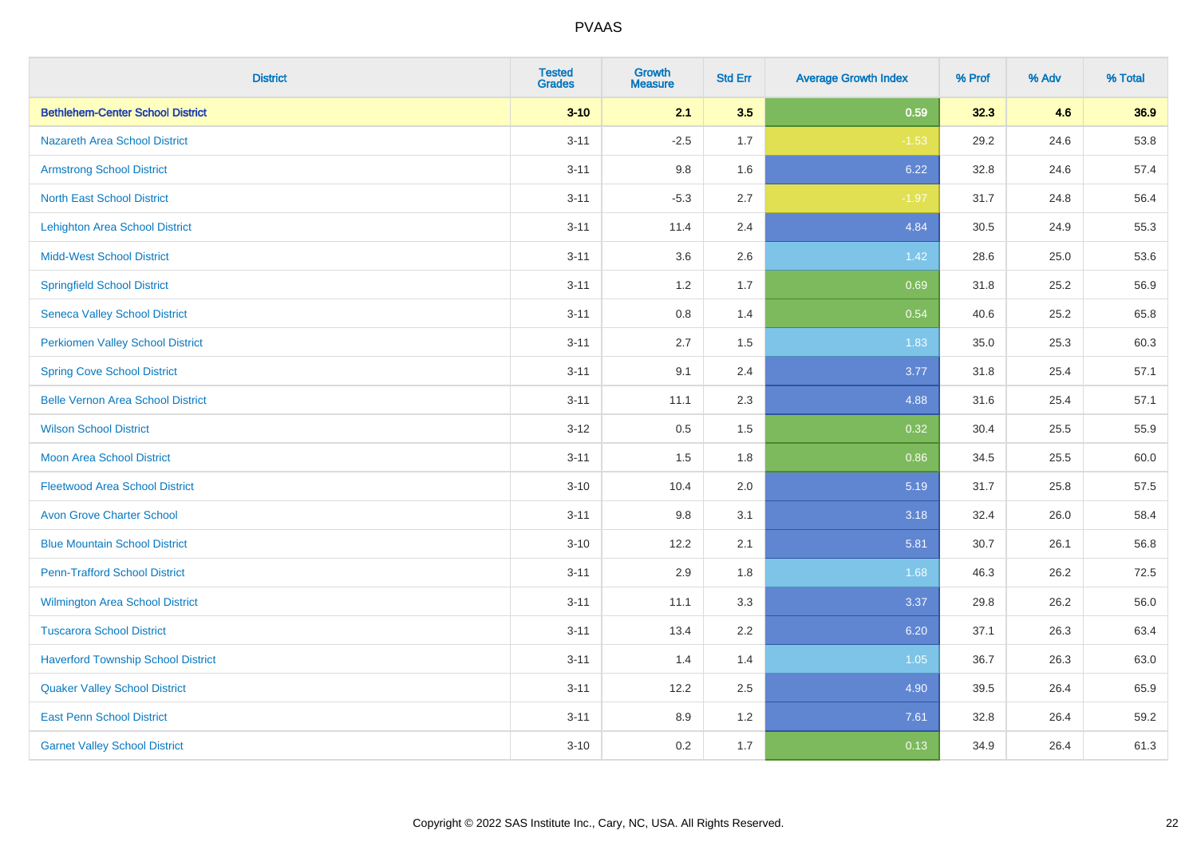# PVAAS

| District | Tested Grades | Growth Measure | Std Err | Average Growth Index | % Prof | % Adv | % Total |
|---|---|---|---|---|---|---|---|
| **Bethlehem-Center School District** | **3-10** | **2.1** | **3.5** | **0.59** | **32.3** | **4.6** | **36.9** |
| Nazareth Area School District | 3-11 | -2.5 | 1.7 | -1.53 | 29.2 | 24.6 | 53.8 |
| Armstrong School District | 3-11 | 9.8 | 1.6 | 6.22 | 32.8 | 24.6 | 57.4 |
| North East School District | 3-11 | -5.3 | 2.7 | -1.97 | 31.7 | 24.8 | 56.4 |
| Lehighton Area School District | 3-11 | 11.4 | 2.4 | 4.84 | 30.5 | 24.9 | 55.3 |
| Midd-West School District | 3-11 | 3.6 | 2.6 | 1.42 | 28.6 | 25.0 | 53.6 |
| Springfield School District | 3-11 | 1.2 | 1.7 | 0.69 | 31.8 | 25.2 | 56.9 |
| Seneca Valley School District | 3-11 | 0.8 | 1.4 | 0.54 | 40.6 | 25.2 | 65.8 |
| Perkiomen Valley School District | 3-11 | 2.7 | 1.5 | 1.83 | 35.0 | 25.3 | 60.3 |
| Spring Cove School District | 3-11 | 9.1 | 2.4 | 3.77 | 31.8 | 25.4 | 57.1 |
| Belle Vernon Area School District | 3-11 | 11.1 | 2.3 | 4.88 | 31.6 | 25.4 | 57.1 |
| Wilson School District | 3-12 | 0.5 | 1.5 | 0.32 | 30.4 | 25.5 | 55.9 |
| Moon Area School District | 3-11 | 1.5 | 1.8 | 0.86 | 34.5 | 25.5 | 60.0 |
| Fleetwood Area School District | 3-10 | 10.4 | 2.0 | 5.19 | 31.7 | 25.8 | 57.5 |
| Avon Grove Charter School | 3-11 | 9.8 | 3.1 | 3.18 | 32.4 | 26.0 | 58.4 |
| Blue Mountain School District | 3-10 | 12.2 | 2.1 | 5.81 | 30.7 | 26.1 | 56.8 |
| Penn-Trafford School District | 3-11 | 2.9 | 1.8 | 1.68 | 46.3 | 26.2 | 72.5 |
| Wilmington Area School District | 3-11 | 11.1 | 3.3 | 3.37 | 29.8 | 26.2 | 56.0 |
| Tuscarora School District | 3-11 | 13.4 | 2.2 | 6.20 | 37.1 | 26.3 | 63.4 |
| Haverford Township School District | 3-11 | 1.4 | 1.4 | 1.05 | 36.7 | 26.3 | 63.0 |
| Quaker Valley School District | 3-11 | 12.2 | 2.5 | 4.90 | 39.5 | 26.4 | 65.9 |
| East Penn School District | 3-11 | 8.9 | 1.2 | 7.61 | 32.8 | 26.4 | 59.2 |
| Garnet Valley School District | 3-10 | 0.2 | 1.7 | 0.13 | 34.9 | 26.4 | 61.3 |

Copyright © 2022 SAS Institute Inc., Cary, NC, USA. All Rights Reserved.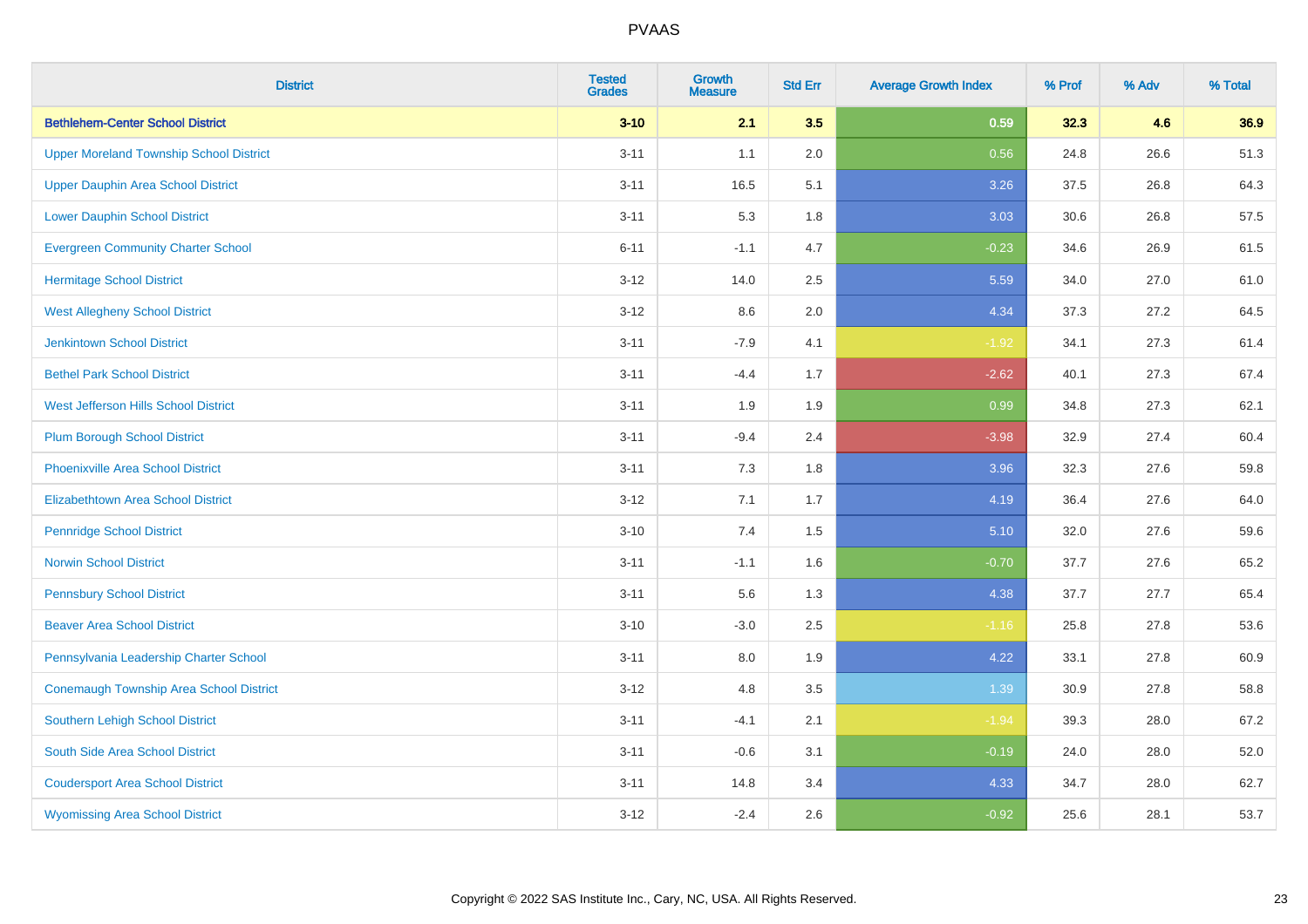# PVAAS

| District | Tested Grades | Growth Measure | Std Err | Average Growth Index | % Prof | % Adv | % Total |
|---|---|---|---|---|---|---|---|
| **Bethlehem-Center School District** | **3-10** | **2.1** | **3.5** | **0.59** | **32.3** | **4.6** | **36.9** |
| Upper Moreland Township School District | 3-11 | 1.1 | 2.0 | 0.56 | 24.8 | 26.6 | 51.3 |
| Upper Dauphin Area School District | 3-11 | 16.5 | 5.1 | 3.26 | 37.5 | 26.8 | 64.3 |
| Lower Dauphin School District | 3-11 | 5.3 | 1.8 | 3.03 | 30.6 | 26.8 | 57.5 |
| Evergreen Community Charter School | 6-11 | -1.1 | 4.7 | -0.23 | 34.6 | 26.9 | 61.5 |
| Hermitage School District | 3-12 | 14.0 | 2.5 | 5.59 | 34.0 | 27.0 | 61.0 |
| West Allegheny School District | 3-12 | 8.6 | 2.0 | 4.34 | 37.3 | 27.2 | 64.5 |
| Jenkintown School District | 3-11 | -7.9 | 4.1 | -1.92 | 34.1 | 27.3 | 61.4 |
| Bethel Park School District | 3-11 | -4.4 | 1.7 | -2.62 | 40.1 | 27.3 | 67.4 |
| West Jefferson Hills School District | 3-11 | 1.9 | 1.9 | 0.99 | 34.8 | 27.3 | 62.1 |
| Plum Borough School District | 3-11 | -9.4 | 2.4 | -3.98 | 32.9 | 27.4 | 60.4 |
| Phoenixville Area School District | 3-11 | 7.3 | 1.8 | 3.96 | 32.3 | 27.6 | 59.8 |
| Elizabethtown Area School District | 3-12 | 7.1 | 1.7 | 4.19 | 36.4 | 27.6 | 64.0 |
| Pennridge School District | 3-10 | 7.4 | 1.5 | 5.10 | 32.0 | 27.6 | 59.6 |
| Norwin School District | 3-11 | -1.1 | 1.6 | -0.70 | 37.7 | 27.6 | 65.2 |
| Pennsbury School District | 3-11 | 5.6 | 1.3 | 4.38 | 37.7 | 27.7 | 65.4 |
| Beaver Area School District | 3-10 | -3.0 | 2.5 | -1.16 | 25.8 | 27.8 | 53.6 |
| Pennsylvania Leadership Charter School | 3-11 | 8.0 | 1.9 | 4.22 | 33.1 | 27.8 | 60.9 |
| Conemaugh Township Area School District | 3-12 | 4.8 | 3.5 | 1.39 | 30.9 | 27.8 | 58.8 |
| Southern Lehigh School District | 3-11 | -4.1 | 2.1 | -1.94 | 39.3 | 28.0 | 67.2 |
| South Side Area School District | 3-11 | -0.6 | 3.1 | -0.19 | 24.0 | 28.0 | 52.0 |
| Coudersport Area School District | 3-11 | 14.8 | 3.4 | 4.33 | 34.7 | 28.0 | 62.7 |
| Wyomissing Area School District | 3-12 | -2.4 | 2.6 | -0.92 | 25.6 | 28.1 | 53.7 |

Copyright © 2022 SAS Institute Inc., Cary, NC, USA. All Rights Reserved.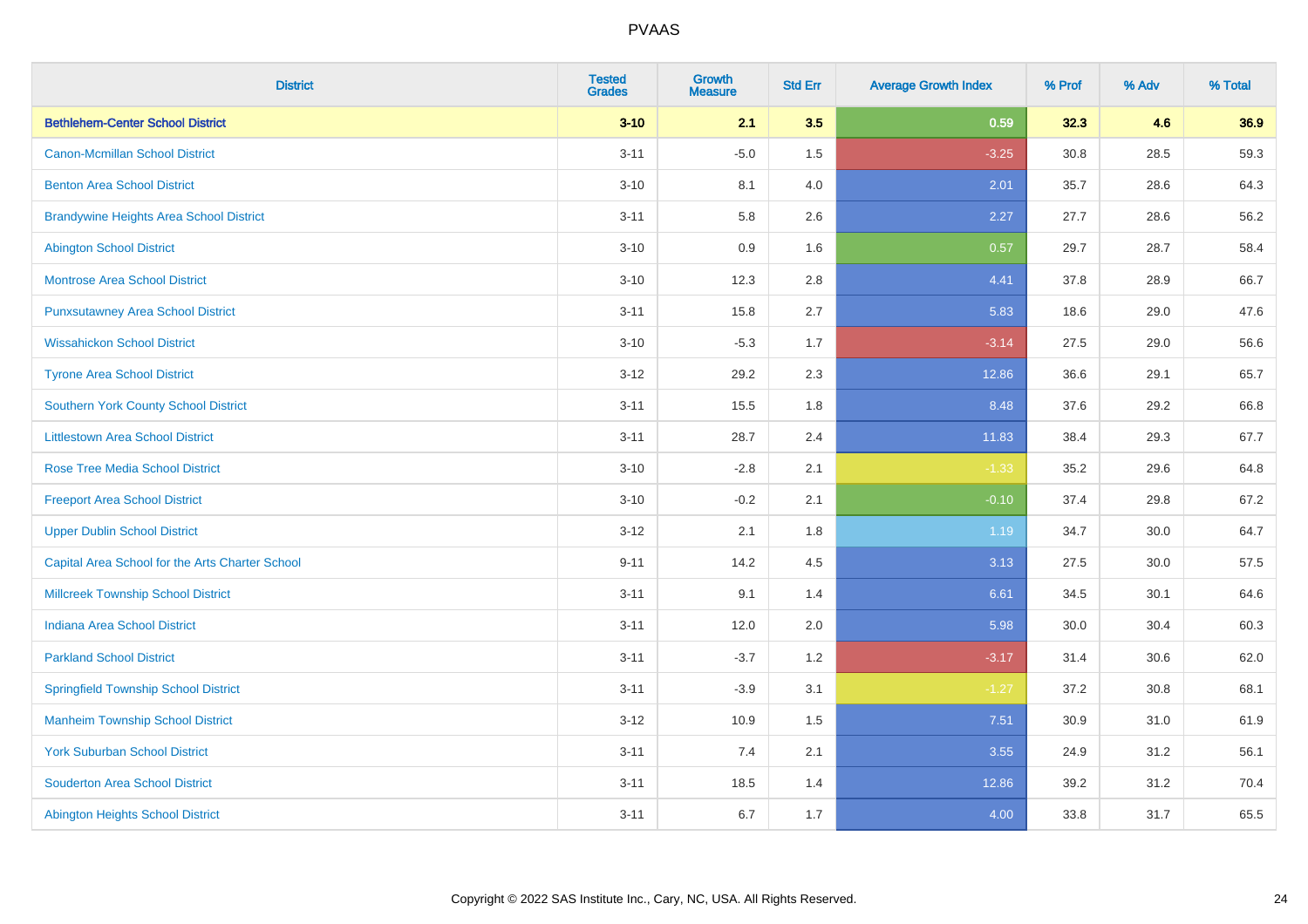# PVAAS

| District | Tested Grades | Growth Measure | Std Err | Average Growth Index | % Prof | % Adv | % Total |
|---|---|---|---|---|---|---|---|
| **Bethlehem-Center School District** | **3-10** | **2.1** | **3.5** | **0.59** | **32.3** | **4.6** | **36.9** |
| Canon-Mcmillan School District | 3-11 | -5.0 | 1.5 | -3.25 | 30.8 | 28.5 | 59.3 |
| Benton Area School District | 3-10 | 8.1 | 4.0 | 2.01 | 35.7 | 28.6 | 64.3 |
| Brandywine Heights Area School District | 3-11 | 5.8 | 2.6 | 2.27 | 27.7 | 28.6 | 56.2 |
| Abington School District | 3-10 | 0.9 | 1.6 | 0.57 | 29.7 | 28.7 | 58.4 |
| Montrose Area School District | 3-10 | 12.3 | 2.8 | 4.41 | 37.8 | 28.9 | 66.7 |
| Punxsutawney Area School District | 3-11 | 15.8 | 2.7 | 5.83 | 18.6 | 29.0 | 47.6 |
| Wissahickon School District | 3-10 | -5.3 | 1.7 | -3.14 | 27.5 | 29.0 | 56.6 |
| Tyrone Area School District | 3-12 | 29.2 | 2.3 | 12.86 | 36.6 | 29.1 | 65.7 |
| Southern York County School District | 3-11 | 15.5 | 1.8 | 8.48 | 37.6 | 29.2 | 66.8 |
| Littlestown Area School District | 3-11 | 28.7 | 2.4 | 11.83 | 38.4 | 29.3 | 67.7 |
| Rose Tree Media School District | 3-10 | -2.8 | 2.1 | -1.33 | 35.2 | 29.6 | 64.8 |
| Freeport Area School District | 3-10 | -0.2 | 2.1 | -0.10 | 37.4 | 29.8 | 67.2 |
| Upper Dublin School District | 3-12 | 2.1 | 1.8 | 1.19 | 34.7 | 30.0 | 64.7 |
| Capital Area School for the Arts Charter School | 9-11 | 14.2 | 4.5 | 3.13 | 27.5 | 30.0 | 57.5 |
| Millcreek Township School District | 3-11 | 9.1 | 1.4 | 6.61 | 34.5 | 30.1 | 64.6 |
| Indiana Area School District | 3-11 | 12.0 | 2.0 | 5.98 | 30.0 | 30.4 | 60.3 |
| Parkland School District | 3-11 | -3.7 | 1.2 | -3.17 | 31.4 | 30.6 | 62.0 |
| Springfield Township School District | 3-11 | -3.9 | 3.1 | -1.27 | 37.2 | 30.8 | 68.1 |
| Manheim Township School District | 3-12 | 10.9 | 1.5 | 7.51 | 30.9 | 31.0 | 61.9 |
| York Suburban School District | 3-11 | 7.4 | 2.1 | 3.55 | 24.9 | 31.2 | 56.1 |
| Souderton Area School District | 3-11 | 18.5 | 1.4 | 12.86 | 39.2 | 31.2 | 70.4 |
| Abington Heights School District | 3-11 | 6.7 | 1.7 | 4.00 | 33.8 | 31.7 | 65.5 |

Copyright © 2022 SAS Institute Inc., Cary, NC, USA. All Rights Reserved.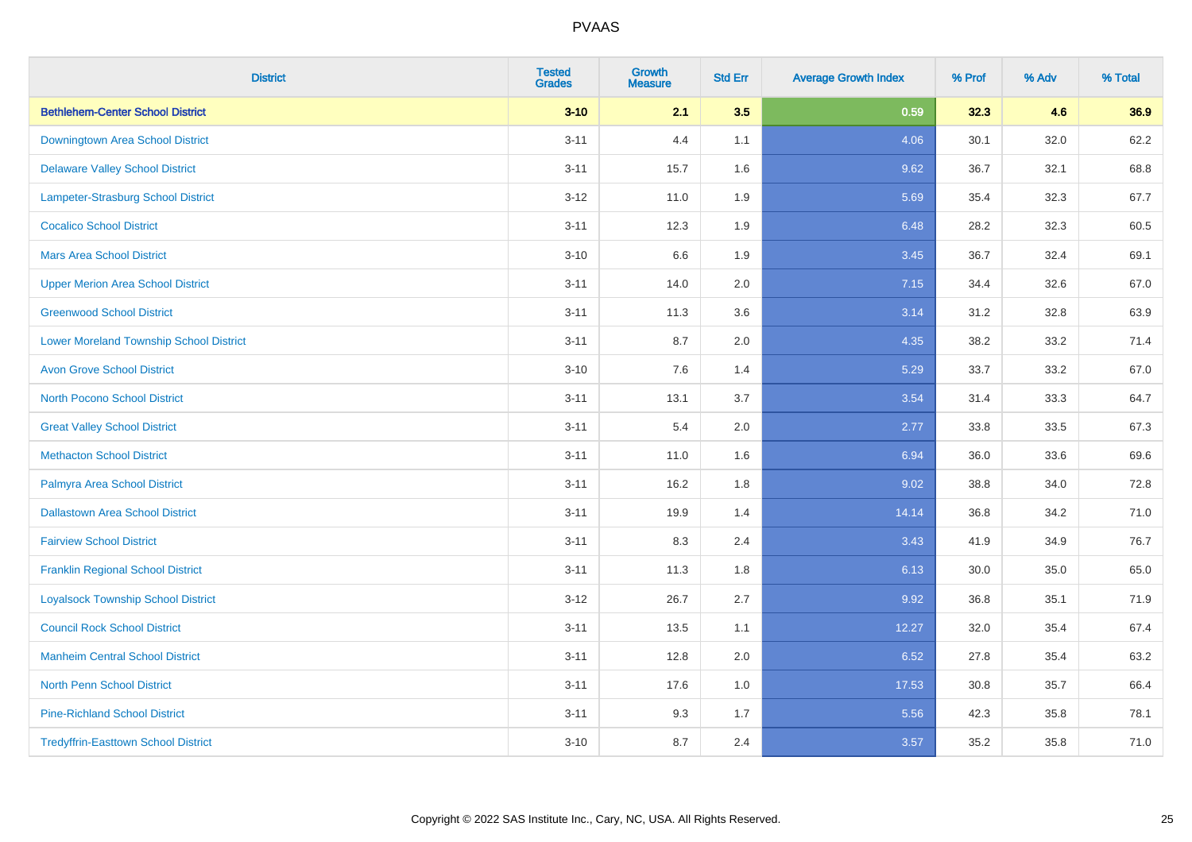| District | Tested Grades | Growth Measure | Std Err | Average Growth Index | % Prof | % Adv | % Total |
|---|---|---|---|---|---|---|---|
| **Bethlehem-Center School District** | **3-10** | **2.1** | **3.5** | **0.59** | **32.3** | **4.6** | **36.9** |
| Downingtown Area School District | 3-11 | 4.4 | 1.1 | 4.06 | 30.1 | 32.0 | 62.2 |
| Delaware Valley School District | 3-11 | 15.7 | 1.6 | 9.62 | 36.7 | 32.1 | 68.8 |
| Lampeter-Strasburg School District | 3-12 | 11.0 | 1.9 | 5.69 | 35.4 | 32.3 | 67.7 |
| Cocalico School District | 3-11 | 12.3 | 1.9 | 6.48 | 28.2 | 32.3 | 60.5 |
| Mars Area School District | 3-10 | 6.6 | 1.9 | 3.45 | 36.7 | 32.4 | 69.1 |
| Upper Merion Area School District | 3-11 | 14.0 | 2.0 | 7.15 | 34.4 | 32.6 | 67.0 |
| Greenwood School District | 3-11 | 11.3 | 3.6 | 3.14 | 31.2 | 32.8 | 63.9 |
| Lower Moreland Township School District | 3-11 | 8.7 | 2.0 | 4.35 | 38.2 | 33.2 | 71.4 |
| Avon Grove School District | 3-10 | 7.6 | 1.4 | 5.29 | 33.7 | 33.2 | 67.0 |
| North Pocono School District | 3-11 | 13.1 | 3.7 | 3.54 | 31.4 | 33.3 | 64.7 |
| Great Valley School District | 3-11 | 5.4 | 2.0 | 2.77 | 33.8 | 33.5 | 67.3 |
| Methacton School District | 3-11 | 11.0 | 1.6 | 6.94 | 36.0 | 33.6 | 69.6 |
| Palmyra Area School District | 3-11 | 16.2 | 1.8 | 9.02 | 38.8 | 34.0 | 72.8 |
| Dallastown Area School District | 3-11 | 19.9 | 1.4 | 14.14 | 36.8 | 34.2 | 71.0 |
| Fairview School District | 3-11 | 8.3 | 2.4 | 3.43 | 41.9 | 34.9 | 76.7 |
| Franklin Regional School District | 3-11 | 11.3 | 1.8 | 6.13 | 30.0 | 35.0 | 65.0 |
| Loyalsock Township School District | 3-12 | 26.7 | 2.7 | 9.92 | 36.8 | 35.1 | 71.9 |
| Council Rock School District | 3-11 | 13.5 | 1.1 | 12.27 | 32.0 | 35.4 | 67.4 |
| Manheim Central School District | 3-11 | 12.8 | 2.0 | 6.52 | 27.8 | 35.4 | 63.2 |
| North Penn School District | 3-11 | 17.6 | 1.0 | 17.53 | 30.8 | 35.7 | 66.4 |
| Pine-Richland School District | 3-11 | 9.3 | 1.7 | 5.56 | 42.3 | 35.8 | 78.1 |
| Tredyffrin-Easttown School District | 3-10 | 8.7 | 2.4 | 3.57 | 35.2 | 35.8 | 71.0 |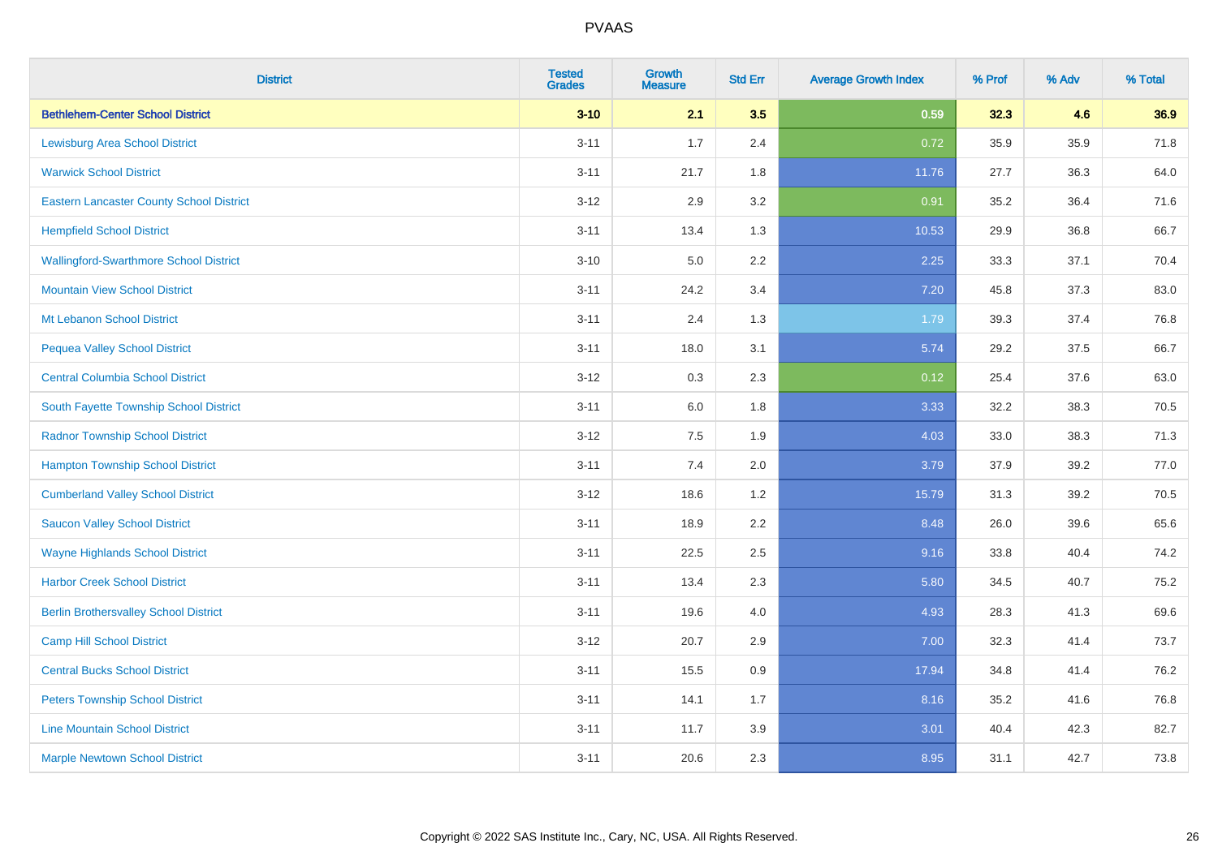| District | Tested Grades | Growth Measure | Std Err | Average Growth Index | % Prof | % Adv | % Total |
|---|---|---|---|---|---|---|---|
| **Bethlehem-Center School District** | **3-10** | **2.1** | **3.5** | **0.59** | **32.3** | **4.6** | **36.9** |
| Lewisburg Area School District | 3-11 | 1.7 | 2.4 | 0.72 | 35.9 | 35.9 | 71.8 |
| Warwick School District | 3-11 | 21.7 | 1.8 | 11.76 | 27.7 | 36.3 | 64.0 |
| Eastern Lancaster County School District | 3-12 | 2.9 | 3.2 | 0.91 | 35.2 | 36.4 | 71.6 |
| Hempfield School District | 3-11 | 13.4 | 1.3 | 10.53 | 29.9 | 36.8 | 66.7 |
| Wallingford-Swarthmore School District | 3-10 | 5.0 | 2.2 | 2.25 | 33.3 | 37.1 | 70.4 |
| Mountain View School District | 3-11 | 24.2 | 3.4 | 7.20 | 45.8 | 37.3 | 83.0 |
| Mt Lebanon School District | 3-11 | 2.4 | 1.3 | 1.79 | 39.3 | 37.4 | 76.8 |
| Pequea Valley School District | 3-11 | 18.0 | 3.1 | 5.74 | 29.2 | 37.5 | 66.7 |
| Central Columbia School District | 3-12 | 0.3 | 2.3 | 0.12 | 25.4 | 37.6 | 63.0 |
| South Fayette Township School District | 3-11 | 6.0 | 1.8 | 3.33 | 32.2 | 38.3 | 70.5 |
| Radnor Township School District | 3-12 | 7.5 | 1.9 | 4.03 | 33.0 | 38.3 | 71.3 |
| Hampton Township School District | 3-11 | 7.4 | 2.0 | 3.79 | 37.9 | 39.2 | 77.0 |
| Cumberland Valley School District | 3-12 | 18.6 | 1.2 | 15.79 | 31.3 | 39.2 | 70.5 |
| Saucon Valley School District | 3-11 | 18.9 | 2.2 | 8.48 | 26.0 | 39.6 | 65.6 |
| Wayne Highlands School District | 3-11 | 22.5 | 2.5 | 9.16 | 33.8 | 40.4 | 74.2 |
| Harbor Creek School District | 3-11 | 13.4 | 2.3 | 5.80 | 34.5 | 40.7 | 75.2 |
| Berlin Brothersvalley School District | 3-11 | 19.6 | 4.0 | 4.93 | 28.3 | 41.3 | 69.6 |
| Camp Hill School District | 3-12 | 20.7 | 2.9 | 7.00 | 32.3 | 41.4 | 73.7 |
| Central Bucks School District | 3-11 | 15.5 | 0.9 | 17.94 | 34.8 | 41.4 | 76.2 |
| Peters Township School District | 3-11 | 14.1 | 1.7 | 8.16 | 35.2 | 41.6 | 76.8 |
| Line Mountain School District | 3-11 | 11.7 | 3.9 | 3.01 | 40.4 | 42.3 | 82.7 |
| Marple Newtown School District | 3-11 | 20.6 | 2.3 | 8.95 | 31.1 | 42.7 | 73.8 |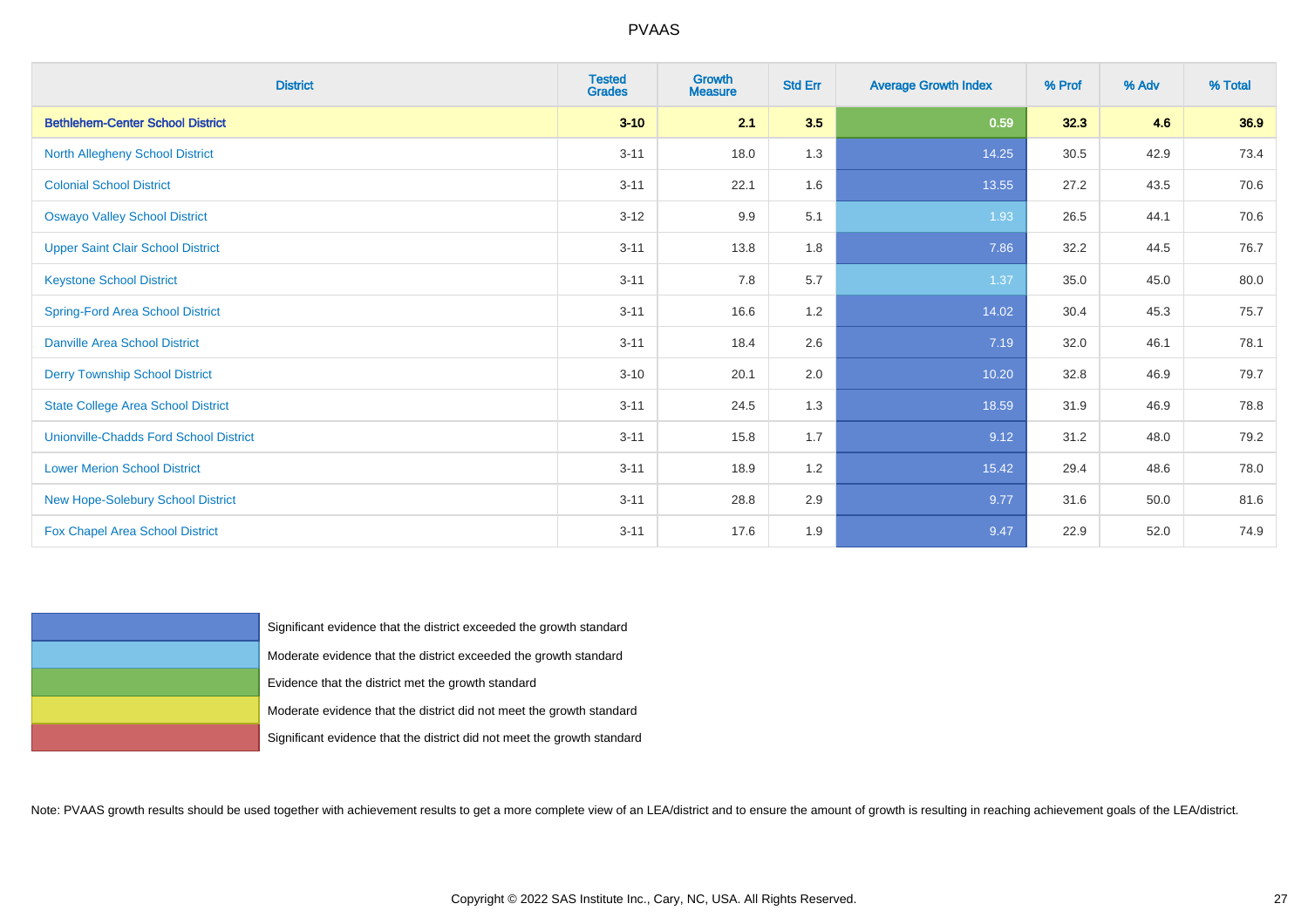# PVAAS

| District | Tested Grades | Growth Measure | Std Err | Average Growth Index | % Prof | % Adv | % Total |
|---|---|---|---|---|---|---|---|
| **Bethlehem-Center School District** | **3-10** | **2.1** | **3.5** | **0.59** | **32.3** | **4.6** | **36.9** |
| North Allegheny School District | 3-11 | 18.0 | 1.3 | 14.25 | 30.5 | 42.9 | 73.4 |
| Colonial School District | 3-11 | 22.1 | 1.6 | 13.55 | 27.2 | 43.5 | 70.6 |
| Oswayo Valley School District | 3-12 | 9.9 | 5.1 | 1.93 | 26.5 | 44.1 | 70.6 |
| Upper Saint Clair School District | 3-11 | 13.8 | 1.8 | 7.86 | 32.2 | 44.5 | 76.7 |
| Keystone School District | 3-11 | 7.8 | 5.7 | 1.37 | 35.0 | 45.0 | 80.0 |
| Spring-Ford Area School District | 3-11 | 16.6 | 1.2 | 14.02 | 30.4 | 45.3 | 75.7 |
| Danville Area School District | 3-11 | 18.4 | 2.6 | 7.19 | 32.0 | 46.1 | 78.1 |
| Derry Township School District | 3-10 | 20.1 | 2.0 | 10.20 | 32.8 | 46.9 | 79.7 |
| State College Area School District | 3-11 | 24.5 | 1.3 | 18.59 | 31.9 | 46.9 | 78.8 |
| Unionville-Chadds Ford School District | 3-11 | 15.8 | 1.7 | 9.12 | 31.2 | 48.0 | 79.2 |
| Lower Merion School District | 3-11 | 18.9 | 1.2 | 15.42 | 29.4 | 48.6 | 78.0 |
| New Hope-Solebury School District | 3-11 | 28.8 | 2.9 | 9.77 | 31.6 | 50.0 | 81.6 |
| Fox Chapel Area School District | 3-11 | 17.6 | 1.9 | 9.47 | 22.9 | 52.0 | 74.9 |

Significant evidence that the district exceeded the growth standard

Moderate evidence that the district exceeded the growth standard

Evidence that the district met the growth standard

Moderate evidence that the district did not meet the growth standard

Significant evidence that the district did not meet the growth standard

Note: PVAAS growth results should be used together with achievement results to get a more complete view of an LEA/district and to ensure the amount of growth is resulting in reaching achievement goals of the LEA/district.

Copyright © 2022 SAS Institute Inc., Cary, NC, USA. All Rights Reserved.